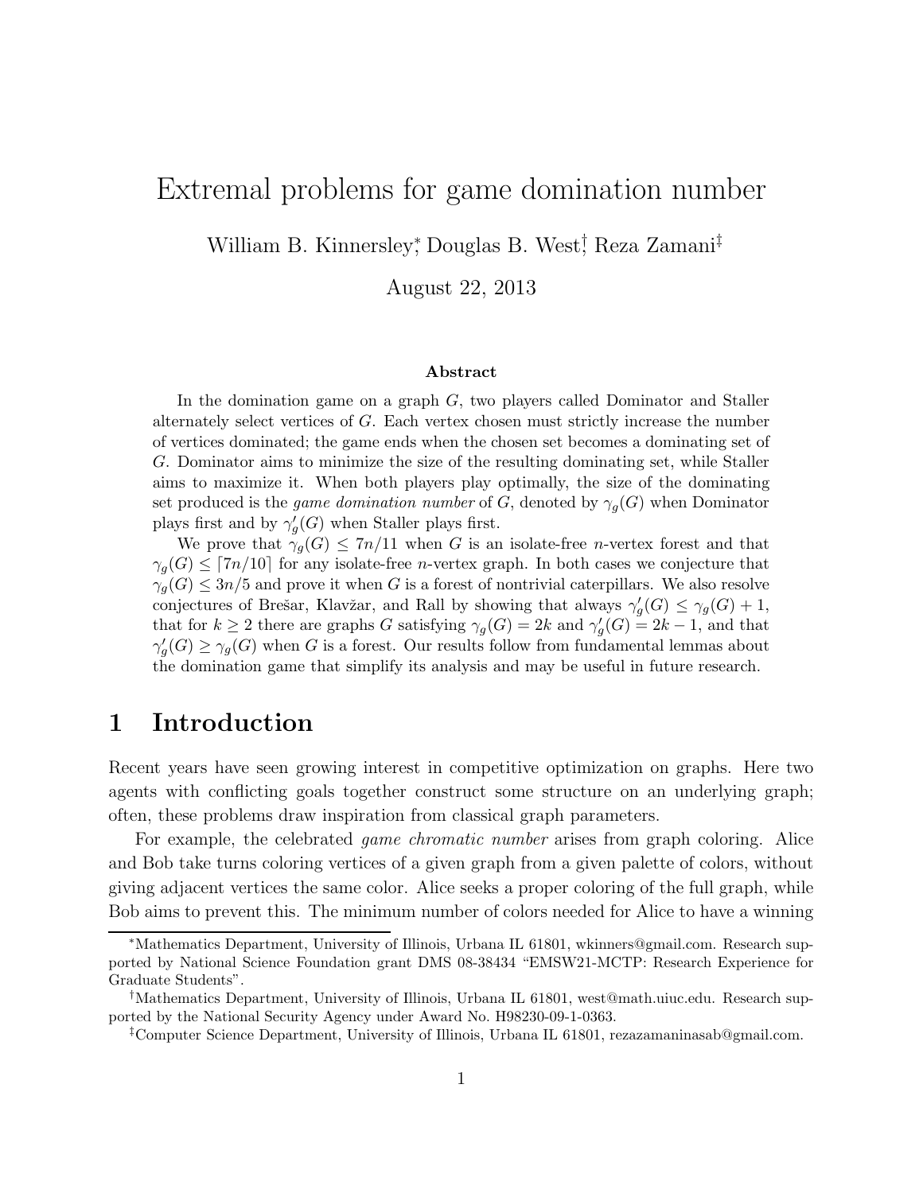# Extremal problems for game domination number

William B. Kinnersley[*], Douglas B. West[†], Reza Zamani[‡]

August 22, 2013

### Abstract

In the domination game on a graph $G$, two players called Dominator and Staller alternately select vertices of $G$. Each vertex chosen must strictly increase the number of vertices dominated; the game ends when the chosen set becomes a dominating set of $G$. Dominator aims to minimize the size of the resulting dominating set, while Staller aims to maximize it. When both players play optimally, the size of the dominating set produced is the *game domination number* of $G$, denoted by $\gamma_g(G)$ when Dominator plays first and by $\gamma_g'(G)$ when Staller plays first.

We prove that $\gamma_g(G) \leq 7n/11$ when $G$ is an isolate-free $n$-vertex forest and that $\gamma_g(G) \leq \lceil 7n/10 \rceil$ for any isolate-free $n$-vertex graph. In both cases we conjecture that $\gamma_g(G) \leq 3n/5$ and prove it when $G$ is a forest of nontrivial caterpillars. We also resolve conjectures of Brešar, Klavžar, and Rall by showing that always $\gamma_g'(G) \leq \gamma_g(G) + 1$, that for $k \geq 2$ there are graphs $G$ satisfying $\gamma_g(G) = 2k$ and $\gamma_g'(G) = 2k - 1$, and that $\gamma_g'(G) \geq \gamma_g(G)$ when $G$ is a forest. Our results follow from fundamental lemmas about the domination game that simplify its analysis and may be useful in future research.

## 1 Introduction

Recent years have seen growing interest in competitive optimization on graphs. Here two agents with conflicting goals together construct some structure on an underlying graph; often, these problems draw inspiration from classical graph parameters.

For example, the celebrated *game chromatic number* arises from graph coloring. Alice and Bob take turns coloring vertices of a given graph from a given palette of colors, without giving adjacent vertices the same color. Alice seeks a proper coloring of the full graph, while Bob aims to prevent this. The minimum number of colors needed for Alice to have a winning

---

[*]Mathematics Department, University of Illinois, Urbana IL 61801, wkinners@gmail.com. Research supported by National Science Foundation grant DMS 08-38434 "EMSW21-MCTP: Research Experience for Graduate Students".

[†]Mathematics Department, University of Illinois, Urbana IL 61801, west@math.uiuc.edu. Research supported by the National Security Agency under Award No. H98230-09-1-0363.

[‡]Computer Science Department, University of Illinois, Urbana IL 61801, rezazamaninasab@gmail.com.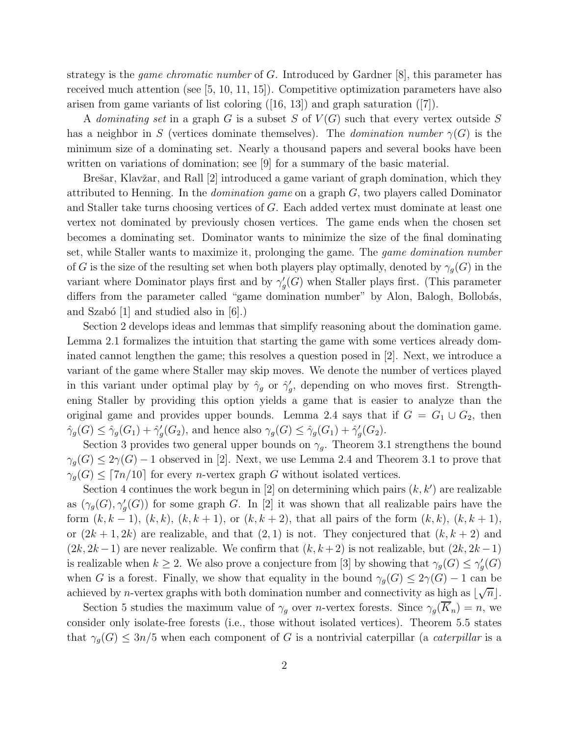strategy is the *game chromatic number* of $G$. Introduced by Gardner [8], this parameter has received much attention (see [5, 10, 11, 15]). Competitive optimization parameters have also arisen from game variants of list coloring ([16, 13]) and graph saturation ([7]).

A *dominating set* in a graph $G$ is a subset $S$ of $V(G)$ such that every vertex outside $S$ has a neighbor in $S$ (vertices dominate themselves). The *domination number* $\gamma(G)$ is the minimum size of a dominating set. Nearly a thousand papers and several books have been written on variations of domination; see [9] for a summary of the basic material.

Brešar, Klavžar, and Rall [2] introduced a game variant of graph domination, which they attributed to Henning. In the *domination game* on a graph $G$, two players called Dominator and Staller take turns choosing vertices of $G$. Each added vertex must dominate at least one vertex not dominated by previously chosen vertices. The game ends when the chosen set becomes a dominating set. Dominator wants to minimize the size of the final dominating set, while Staller wants to maximize it, prolonging the game. The *game domination number* of $G$ is the size of the resulting set when both players play optimally, denoted by $\gamma_g(G)$ in the variant where Dominator plays first and by $\gamma_g'(G)$ when Staller plays first. (This parameter differs from the parameter called "game domination number" by Alon, Balogh, Bollobás, and Szabó [1] and studied also in [6].)

Section 2 develops ideas and lemmas that simplify reasoning about the domination game. Lemma 2.1 formalizes the intuition that starting the game with some vertices already dominated cannot lengthen the game; this resolves a question posed in [2]. Next, we introduce a variant of the game where Staller may skip moves. We denote the number of vertices played in this variant under optimal play by $\hat{\gamma}_g$ or $\hat{\gamma}_g'$, depending on who moves first. Strengthening Staller by providing this option yields a game that is easier to analyze than the original game and provides upper bounds. Lemma 2.4 says that if $G = G_1 \cup G_2$, then $\hat{\gamma}_g(G) \le \hat{\gamma}_g(G_1) + \hat{\gamma}_g'(G_2)$, and hence also $\gamma_g(G) \le \hat{\gamma}_g(G_1) + \hat{\gamma}_g'(G_2)$.

Section 3 provides two general upper bounds on $\gamma_g$. Theorem 3.1 strengthens the bound $\gamma_g(G) \le 2\gamma(G) - 1$ observed in [2]. Next, we use Lemma 2.4 and Theorem 3.1 to prove that $\gamma_g(G) \le \lceil 7n/10 \rceil$ for every $n$-vertex graph $G$ without isolated vertices.

Section 4 continues the work begun in [2] on determining which pairs $(k, k')$ are realizable as $(\gamma_g(G), \gamma_g'(G))$ for some graph $G$. In [2] it was shown that all realizable pairs have the form $(k, k-1)$, $(k, k)$, $(k, k+1)$, or $(k, k+2)$, that all pairs of the form $(k, k)$, $(k, k+1)$, or $(2k+1, 2k)$ are realizable, and that $(2, 1)$ is not. They conjectured that $(k, k+2)$ and $(2k, 2k-1)$ are never realizable. We confirm that $(k, k+2)$ is not realizable, but $(2k, 2k-1)$ is realizable when $k \ge 2$. We also prove a conjecture from [3] by showing that $\gamma_g(G) \le \gamma_g'(G)$ when $G$ is a forest. Finally, we show that equality in the bound $\gamma_g(G) \le 2\gamma(G) - 1$ can be achieved by $n$-vertex graphs with both domination number and connectivity as high as $\lfloor \sqrt{n} \rfloor$.

Section 5 studies the maximum value of $\gamma_g$ over $n$-vertex forests. Since $\gamma_g(\overline{K}_n) = n$, we consider only isolate-free forests (i.e., those without isolated vertices). Theorem 5.5 states that $\gamma_g(G) \le 3n/5$ when each component of $G$ is a nontrivial caterpillar (a *caterpillar* is a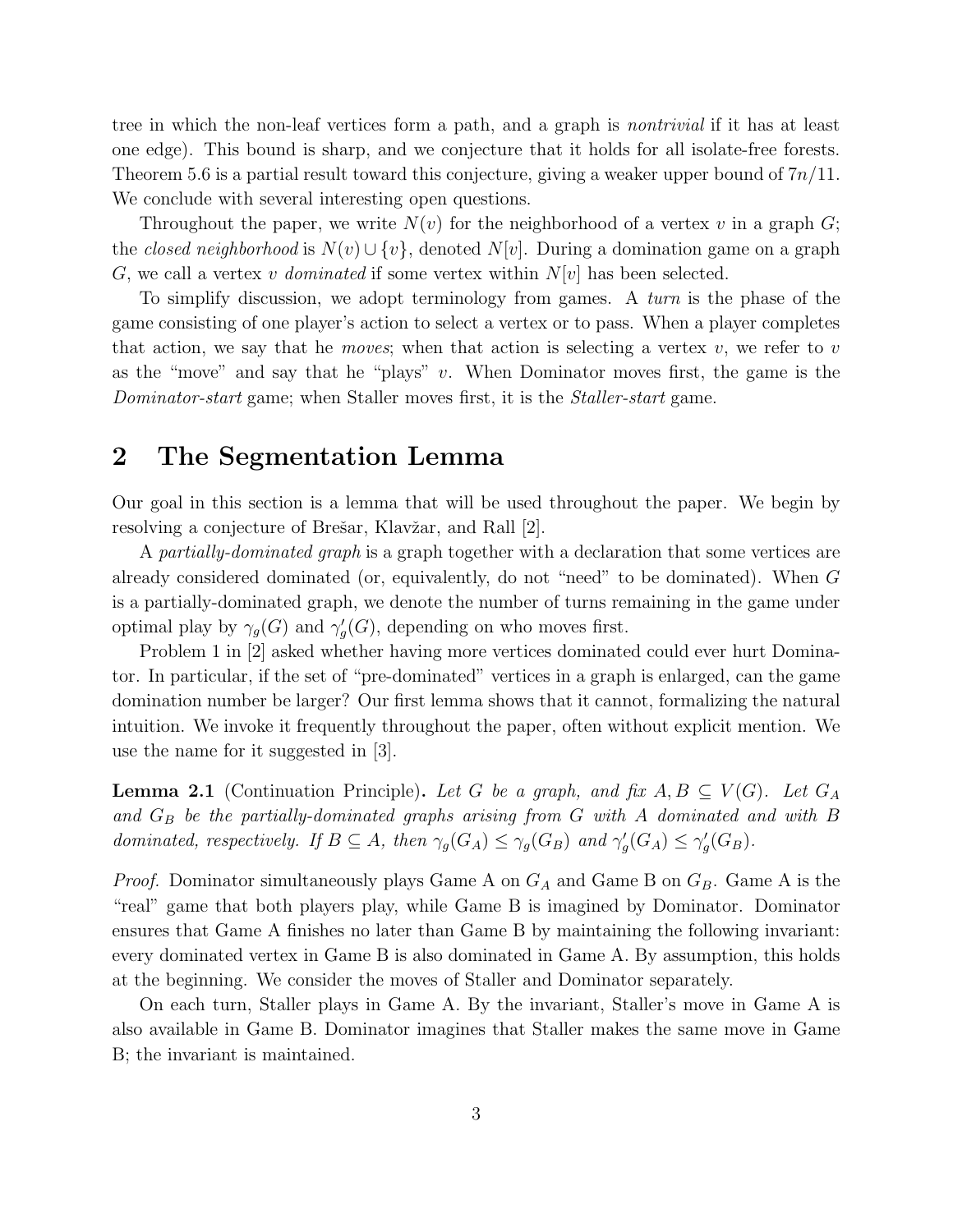tree in which the non-leaf vertices form a path, and a graph is *nontrivial* if it has at least one edge). This bound is sharp, and we conjecture that it holds for all isolate-free forests. Theorem 5.6 is a partial result toward this conjecture, giving a weaker upper bound of $7n/11$. We conclude with several interesting open questions.

Throughout the paper, we write $N(v)$ for the neighborhood of a vertex $v$ in a graph $G$; the *closed neighborhood* is $N(v) \cup \{v\}$, denoted $N[v]$. During a domination game on a graph $G$, we call a vertex $v$ *dominated* if some vertex within $N[v]$ has been selected.

To simplify discussion, we adopt terminology from games. A *turn* is the phase of the game consisting of one player's action to select a vertex or to pass. When a player completes that action, we say that he *moves*; when that action is selecting a vertex $v$, we refer to $v$ as the "move" and say that he "plays" $v$. When Dominator moves first, the game is the *Dominator-start* game; when Staller moves first, it is the *Staller-start* game.

## 2 The Segmentation Lemma

Our goal in this section is a lemma that will be used throughout the paper. We begin by resolving a conjecture of Brešar, Klavžar, and Rall [2].

A *partially-dominated graph* is a graph together with a declaration that some vertices are already considered dominated (or, equivalently, do not "need" to be dominated). When $G$ is a partially-dominated graph, we denote the number of turns remaining in the game under optimal play by $\gamma_g(G)$ and $\gamma_g'(G)$, depending on who moves first.

Problem 1 in [2] asked whether having more vertices dominated could ever hurt Dominator. In particular, if the set of "pre-dominated" vertices in a graph is enlarged, can the game domination number be larger? Our first lemma shows that it cannot, formalizing the natural intuition. We invoke it frequently throughout the paper, often without explicit mention. We use the name for it suggested in [3].

**Lemma 2.1** (Continuation Principle)**.** *Let $G$ be a graph, and fix $A, B \subseteq V(G)$. Let $G_A$ and $G_B$ be the partially-dominated graphs arising from $G$ with $A$ dominated and with $B$ dominated, respectively. If $B \subseteq A$, then $\gamma_g(G_A) \leq \gamma_g(G_B)$ and $\gamma_g'(G_A) \leq \gamma_g'(G_B)$.*

*Proof.* Dominator simultaneously plays Game A on $G_A$ and Game B on $G_B$. Game A is the "real" game that both players play, while Game B is imagined by Dominator. Dominator ensures that Game A finishes no later than Game B by maintaining the following invariant: every dominated vertex in Game B is also dominated in Game A. By assumption, this holds at the beginning. We consider the moves of Staller and Dominator separately.

On each turn, Staller plays in Game A. By the invariant, Staller's move in Game A is also available in Game B. Dominator imagines that Staller makes the same move in Game B; the invariant is maintained.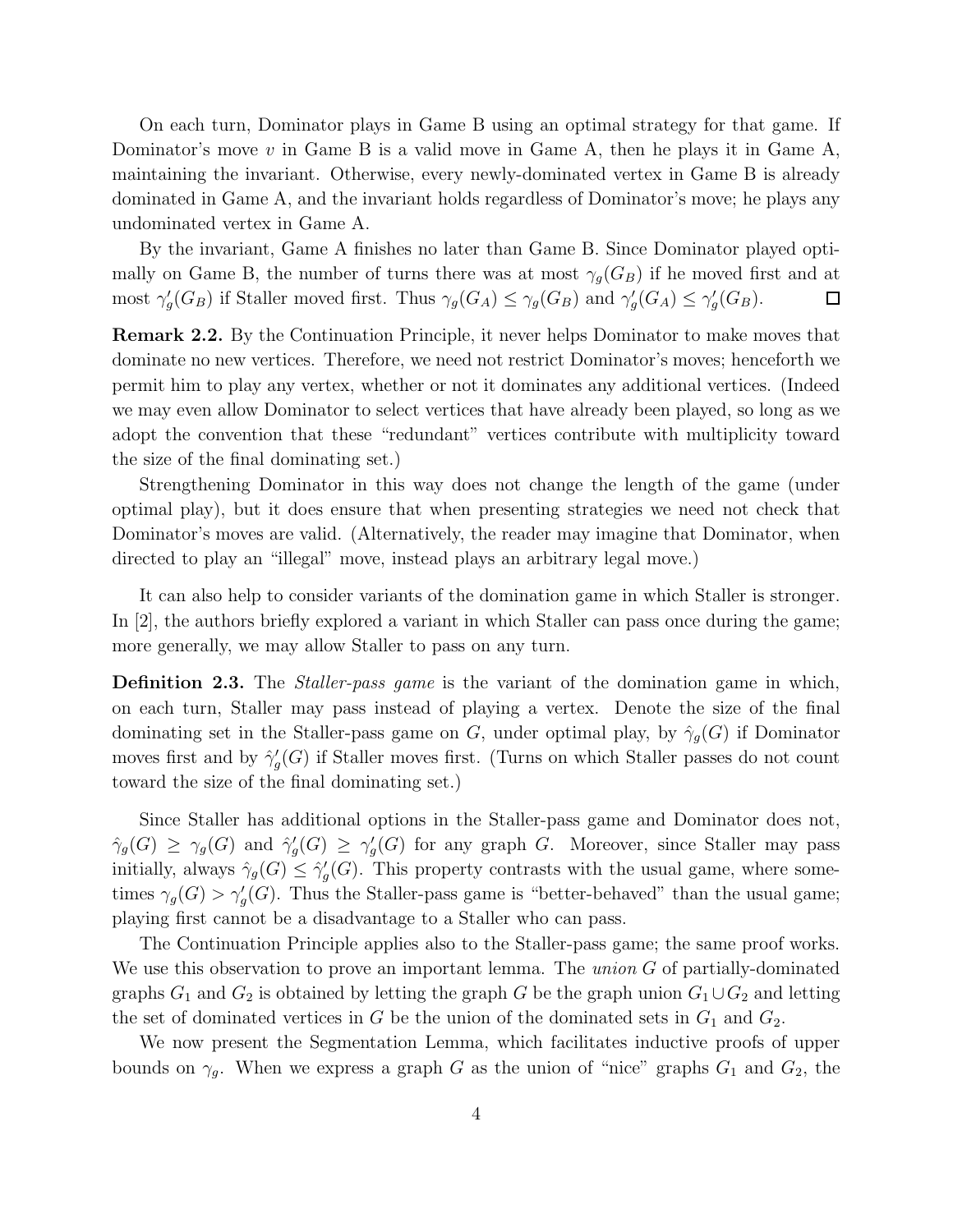On each turn, Dominator plays in Game B using an optimal strategy for that game. If Dominator's move $v$ in Game B is a valid move in Game A, then he plays it in Game A, maintaining the invariant. Otherwise, every newly-dominated vertex in Game B is already dominated in Game A, and the invariant holds regardless of Dominator's move; he plays any undominated vertex in Game A.

By the invariant, Game A finishes no later than Game B. Since Dominator played optimally on Game B, the number of turns there was at most $\gamma_g(G_B)$ if he moved first and at most $\gamma_g'(G_B)$ if Staller moved first. Thus $\gamma_g(G_A) \le \gamma_g(G_B)$ and $\gamma_g'(G_A) \le \gamma_g'(G_B)$. □

**Remark 2.2.** By the Continuation Principle, it never helps Dominator to make moves that dominate no new vertices. Therefore, we need not restrict Dominator's moves; henceforth we permit him to play any vertex, whether or not it dominates any additional vertices. (Indeed we may even allow Dominator to select vertices that have already been played, so long as we adopt the convention that these "redundant" vertices contribute with multiplicity toward the size of the final dominating set.)

Strengthening Dominator in this way does not change the length of the game (under optimal play), but it does ensure that when presenting strategies we need not check that Dominator's moves are valid. (Alternatively, the reader may imagine that Dominator, when directed to play an "illegal" move, instead plays an arbitrary legal move.)

It can also help to consider variants of the domination game in which Staller is stronger. In [2], the authors briefly explored a variant in which Staller can pass once during the game; more generally, we may allow Staller to pass on any turn.

**Definition 2.3.** The *Staller-pass game* is the variant of the domination game in which, on each turn, Staller may pass instead of playing a vertex. Denote the size of the final dominating set in the Staller-pass game on $G$, under optimal play, by $\hat{\gamma}_g(G)$ if Dominator moves first and by $\hat{\gamma}_g'(G)$ if Staller moves first. (Turns on which Staller passes do not count toward the size of the final dominating set.)

Since Staller has additional options in the Staller-pass game and Dominator does not, $\hat{\gamma}_g(G) \ge \gamma_g(G)$ and $\hat{\gamma}_g'(G) \ge \gamma_g'(G)$ for any graph $G$. Moreover, since Staller may pass initially, always $\hat{\gamma}_g(G) \le \hat{\gamma}_g'(G)$. This property contrasts with the usual game, where sometimes $\gamma_g(G) > \gamma_g'(G)$. Thus the Staller-pass game is "better-behaved" than the usual game; playing first cannot be a disadvantage to a Staller who can pass.

The Continuation Principle applies also to the Staller-pass game; the same proof works. We use this observation to prove an important lemma. The *union* $G$ of partially-dominated graphs $G_1$ and $G_2$ is obtained by letting the graph $G$ be the graph union $G_1 \cup G_2$ and letting the set of dominated vertices in $G$ be the union of the dominated sets in $G_1$ and $G_2$.

We now present the Segmentation Lemma, which facilitates inductive proofs of upper bounds on $\gamma_g$. When we express a graph $G$ as the union of "nice" graphs $G_1$ and $G_2$, the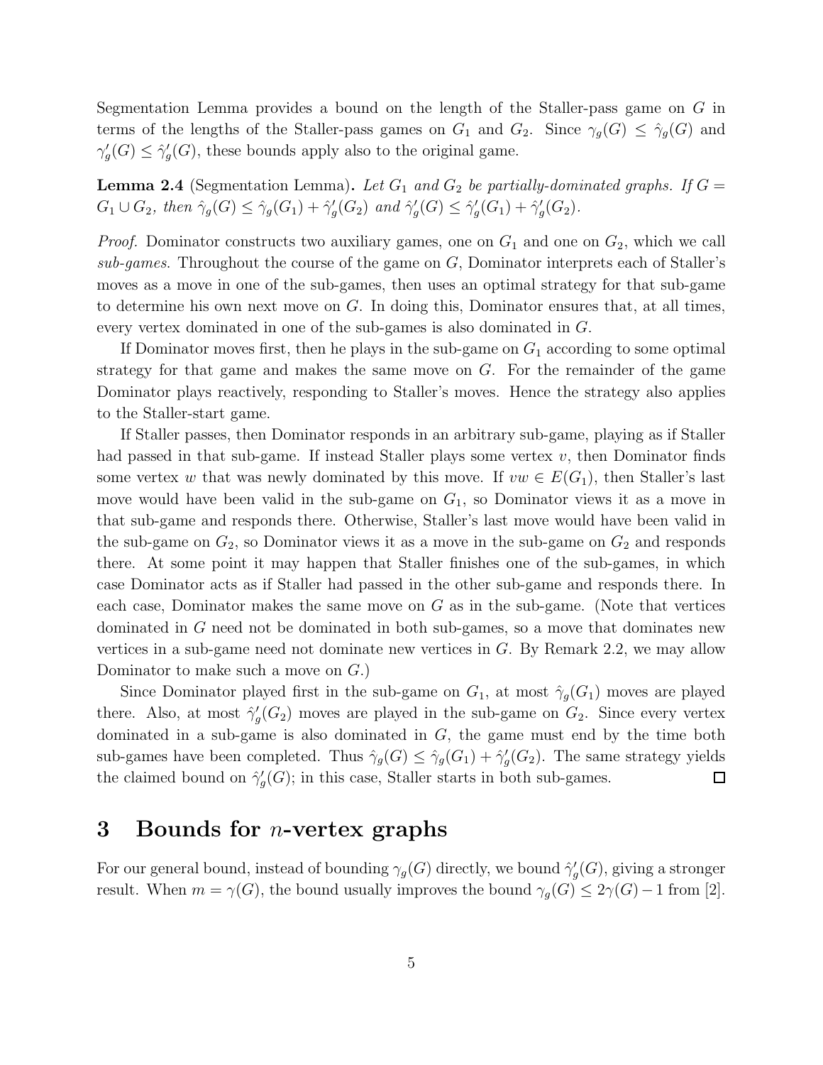Segmentation Lemma provides a bound on the length of the Staller-pass game on $G$ in terms of the lengths of the Staller-pass games on $G_1$ and $G_2$. Since $\gamma_g(G) \le \hat{\gamma}_g(G)$ and $\gamma'_g(G) \le \hat{\gamma}'_g(G)$, these bounds apply also to the original game.

**Lemma 2.4** (Segmentation Lemma)**.** *Let $G_1$ and $G_2$ be partially-dominated graphs. If $G = G_1 \cup G_2$, then $\hat{\gamma}_g(G) \le \hat{\gamma}_g(G_1) + \hat{\gamma}'_g(G_2)$ and $\hat{\gamma}'_g(G) \le \hat{\gamma}'_g(G_1) + \hat{\gamma}'_g(G_2)$.*

*Proof.* Dominator constructs two auxiliary games, one on $G_1$ and one on $G_2$, which we call *sub-games*. Throughout the course of the game on $G$, Dominator interprets each of Staller's moves as a move in one of the sub-games, then uses an optimal strategy for that sub-game to determine his own next move on $G$. In doing this, Dominator ensures that, at all times, every vertex dominated in one of the sub-games is also dominated in $G$.

If Dominator moves first, then he plays in the sub-game on $G_1$ according to some optimal strategy for that game and makes the same move on $G$. For the remainder of the game Dominator plays reactively, responding to Staller's moves. Hence the strategy also applies to the Staller-start game.

If Staller passes, then Dominator responds in an arbitrary sub-game, playing as if Staller had passed in that sub-game. If instead Staller plays some vertex $v$, then Dominator finds some vertex $w$ that was newly dominated by this move. If $vw \in E(G_1)$, then Staller's last move would have been valid in the sub-game on $G_1$, so Dominator views it as a move in that sub-game and responds there. Otherwise, Staller's last move would have been valid in the sub-game on $G_2$, so Dominator views it as a move in the sub-game on $G_2$ and responds there. At some point it may happen that Staller finishes one of the sub-games, in which case Dominator acts as if Staller had passed in the other sub-game and responds there. In each case, Dominator makes the same move on $G$ as in the sub-game. (Note that vertices dominated in $G$ need not be dominated in both sub-games, so a move that dominates new vertices in a sub-game need not dominate new vertices in $G$. By Remark 2.2, we may allow Dominator to make such a move on $G$.)

Since Dominator played first in the sub-game on $G_1$, at most $\hat{\gamma}_g(G_1)$ moves are played there. Also, at most $\hat{\gamma}'_g(G_2)$ moves are played in the sub-game on $G_2$. Since every vertex dominated in a sub-game is also dominated in $G$, the game must end by the time both sub-games have been completed. Thus $\hat{\gamma}_g(G) \le \hat{\gamma}_g(G_1) + \hat{\gamma}'_g(G_2)$. The same strategy yields the claimed bound on $\hat{\gamma}'_g(G)$; in this case, Staller starts in both sub-games. □

# 3 Bounds for $n$-vertex graphs

For our general bound, instead of bounding $\gamma_g(G)$ directly, we bound $\hat{\gamma}'_g(G)$, giving a stronger result. When $m = \gamma(G)$, the bound usually improves the bound $\gamma_g(G) \le 2\gamma(G) - 1$ from [2].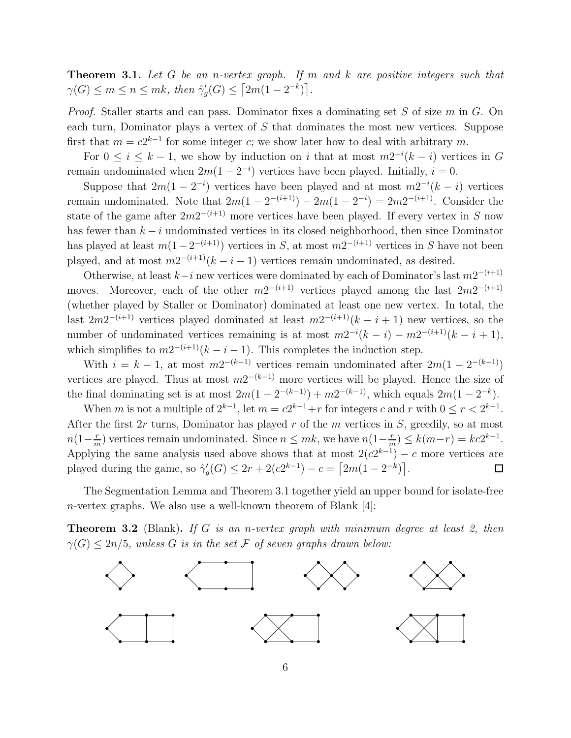**Theorem 3.1.** *Let $G$ be an $n$-vertex graph. If $m$ and $k$ are positive integers such that $\gamma(G) \le m \le n \le mk$, then $\hat{\gamma}'_g(G) \le \lceil 2m(1-2^{-k}) \rceil$.*

*Proof.* Staller starts and can pass. Dominator fixes a dominating set $S$ of size $m$ in $G$. On each turn, Dominator plays a vertex of $S$ that dominates the most new vertices. Suppose first that $m = c2^{k-1}$ for some integer $c$; we show later how to deal with arbitrary $m$.

For $0 \le i \le k-1$, we show by induction on $i$ that at most $m2^{-i}(k-i)$ vertices in $G$ remain undominated when $2m(1-2^{-i})$ vertices have been played. Initially, $i = 0$.

Suppose that $2m(1-2^{-i})$ vertices have been played and at most $m2^{-i}(k-i)$ vertices remain undominated. Note that $2m(1-2^{-(i+1)}) - 2m(1-2^{-i}) = 2m2^{-(i+1)}$. Consider the state of the game after $2m2^{-(i+1)}$ more vertices have been played. If every vertex in $S$ now has fewer than $k-i$ undominated vertices in its closed neighborhood, then since Dominator has played at least $m(1-2^{-(i+1)})$ vertices in $S$, at most $m2^{-(i+1)}$ vertices in $S$ have not been played, and at most $m2^{-(i+1)}(k-i-1)$ vertices remain undominated, as desired.

Otherwise, at least $k-i$ new vertices were dominated by each of Dominator's last $m2^{-(i+1)}$ moves. Moreover, each of the other $m2^{-(i+1)}$ vertices played among the last $2m2^{-(i+1)}$ (whether played by Staller or Dominator) dominated at least one new vertex. In total, the last $2m2^{-(i+1)}$ vertices played dominated at least $m2^{-(i+1)}(k-i+1)$ new vertices, so the number of undominated vertices remaining is at most $m2^{-i}(k-i) - m2^{-(i+1)}(k-i+1)$, which simplifies to $m2^{-(i+1)}(k-i-1)$. This completes the induction step.

With $i = k-1$, at most $m2^{-(k-1)}$ vertices remain undominated after $2m(1-2^{-(k-1)})$ vertices are played. Thus at most $m2^{-(k-1)}$ more vertices will be played. Hence the size of the final dominating set is at most $2m(1-2^{-(k-1)}) + m2^{-(k-1)}$, which equals $2m(1-2^{-k})$.

When $m$ is not a multiple of $2^{k-1}$, let $m = c2^{k-1}+r$ for integers $c$ and $r$ with $0 \le r < 2^{k-1}$. After the first $2r$ turns, Dominator has played $r$ of the $m$ vertices in $S$, greedily, so at most $n(1-\frac{r}{m})$ vertices remain undominated. Since $n \le mk$, we have $n(1-\frac{r}{m}) \le k(m-r) = kc2^{k-1}$. Applying the same analysis used above shows that at most $2(c2^{k-1}) - c$ more vertices are played during the game, so $\hat{\gamma}'_g(G) \le 2r + 2(c2^{k-1}) - c = \lceil 2m(1-2^{-k}) \rceil$. $\square$

The Segmentation Lemma and Theorem 3.1 together yield an upper bound for isolate-free $n$-vertex graphs. We also use a well-known theorem of Blank [4]:

**Theorem 3.2** (Blank)**.** *If $G$ is an $n$-vertex graph with minimum degree at least 2, then $\gamma(G) \le 2n/5$, unless $G$ is in the set $\mathcal{F}$ of seven graphs drawn below:*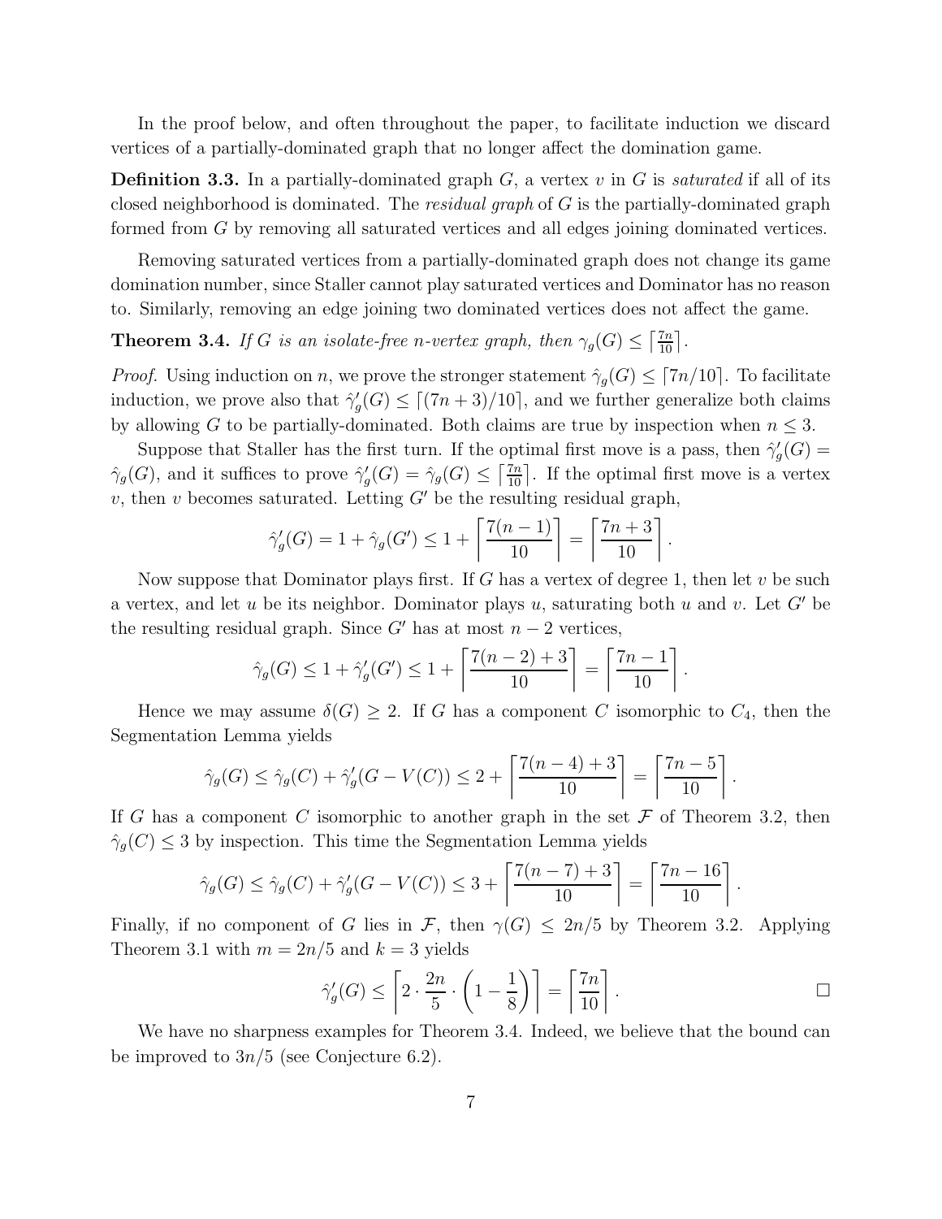In the proof below, and often throughout the paper, to facilitate induction we discard vertices of a partially-dominated graph that no longer affect the domination game.

**Definition 3.3.** In a partially-dominated graph $G$, a vertex $v$ in $G$ is *saturated* if all of its closed neighborhood is dominated. The *residual graph* of $G$ is the partially-dominated graph formed from $G$ by removing all saturated vertices and all edges joining dominated vertices.

Removing saturated vertices from a partially-dominated graph does not change its game domination number, since Staller cannot play saturated vertices and Dominator has no reason to. Similarly, removing an edge joining two dominated vertices does not affect the game.

**Theorem 3.4.** *If $G$ is an isolate-free $n$-vertex graph, then $\gamma_g(G) \le \lceil \frac{7n}{10} \rceil$.*

*Proof.* Using induction on $n$, we prove the stronger statement $\hat{\gamma}_g(G) \le \lceil 7n/10 \rceil$. To facilitate induction, we prove also that $\hat{\gamma}'_g(G) \le \lceil (7n+3)/10 \rceil$, and we further generalize both claims by allowing $G$ to be partially-dominated. Both claims are true by inspection when $n \le 3$.

Suppose that Staller has the first turn. If the optimal first move is a pass, then $\hat{\gamma}'_g(G) = \hat{\gamma}_g(G)$, and it suffices to prove $\hat{\gamma}'_g(G) = \hat{\gamma}_g(G) \le \lceil \frac{7n}{10} \rceil$. If the optimal first move is a vertex $v$, then $v$ becomes saturated. Letting $G'$ be the resulting residual graph,

$$\hat{\gamma}'_g(G) = 1 + \hat{\gamma}_g(G') \le 1 + \left\lceil \frac{7(n-1)}{10} \right\rceil = \left\lceil \frac{7n+3}{10} \right\rceil.$$

Now suppose that Dominator plays first. If $G$ has a vertex of degree 1, then let $v$ be such a vertex, and let $u$ be its neighbor. Dominator plays $u$, saturating both $u$ and $v$. Let $G'$ be the resulting residual graph. Since $G'$ has at most $n-2$ vertices,

$$\hat{\gamma}_g(G) \le 1 + \hat{\gamma}'_g(G') \le 1 + \left\lceil \frac{7(n-2)+3}{10} \right\rceil = \left\lceil \frac{7n-1}{10} \right\rceil.$$

Hence we may assume $\delta(G) \ge 2$. If $G$ has a component $C$ isomorphic to $C_4$, then the Segmentation Lemma yields

$$\hat{\gamma}_g(G) \le \hat{\gamma}_g(C) + \hat{\gamma}'_g(G - V(C)) \le 2 + \left\lceil \frac{7(n-4)+3}{10} \right\rceil = \left\lceil \frac{7n-5}{10} \right\rceil.$$

If $G$ has a component $C$ isomorphic to another graph in the set $\mathcal{F}$ of Theorem 3.2, then $\hat{\gamma}_g(C) \le 3$ by inspection. This time the Segmentation Lemma yields

$$\hat{\gamma}_g(G) \le \hat{\gamma}_g(C) + \hat{\gamma}'_g(G - V(C)) \le 3 + \left\lceil \frac{7(n-7)+3}{10} \right\rceil = \left\lceil \frac{7n-16}{10} \right\rceil.$$

Finally, if no component of $G$ lies in $\mathcal{F}$, then $\gamma(G) \le 2n/5$ by Theorem 3.2. Applying Theorem 3.1 with $m = 2n/5$ and $k = 3$ yields

$$\hat{\gamma}'_g(G) \le \left\lceil 2 \cdot \frac{2n}{5} \cdot \left(1 - \frac{1}{8}\right) \right\rceil = \left\lceil \frac{7n}{10} \right\rceil. \qquad \square$$

We have no sharpness examples for Theorem 3.4. Indeed, we believe that the bound can be improved to $3n/5$ (see Conjecture 6.2).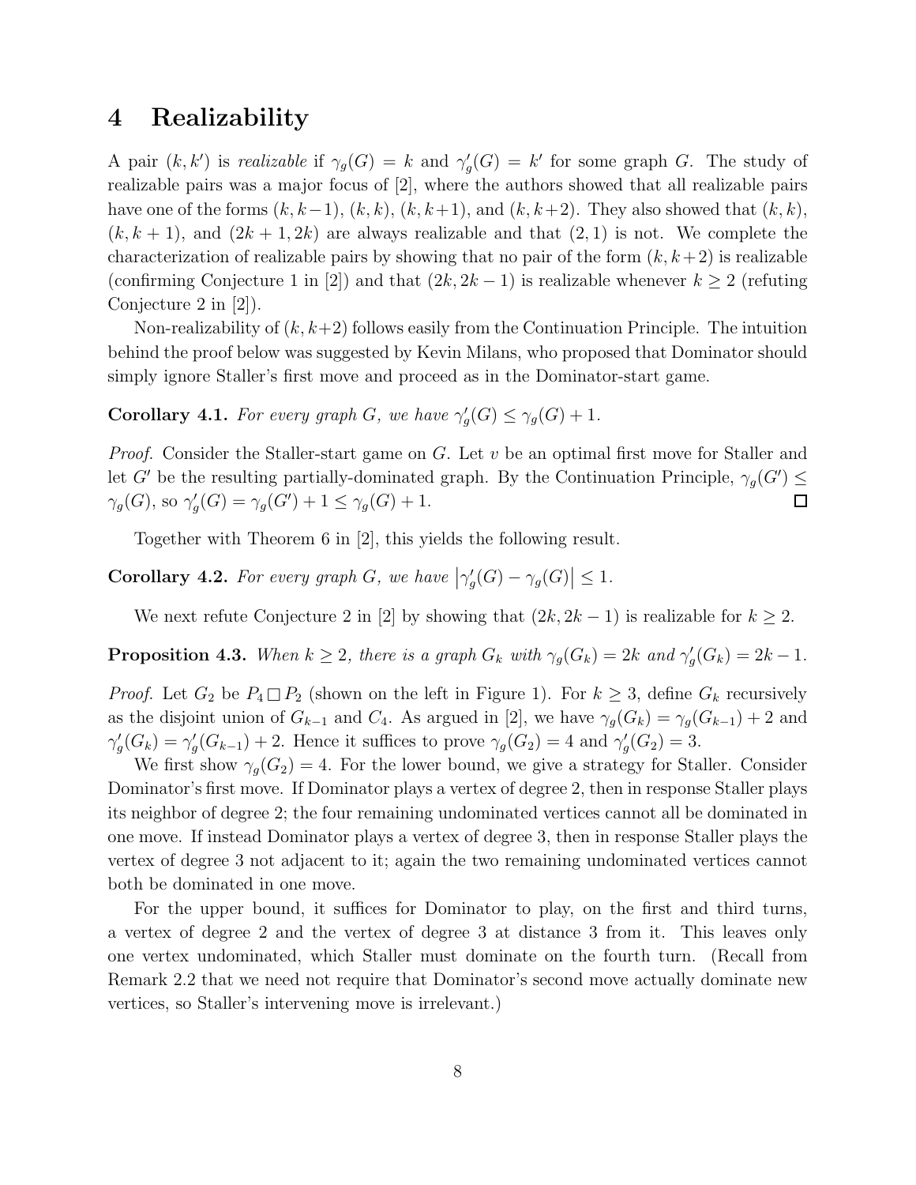## 4 Realizability

A pair $(k, k')$ is *realizable* if $\gamma_g(G) = k$ and $\gamma'_g(G) = k'$ for some graph $G$. The study of realizable pairs was a major focus of [2], where the authors showed that all realizable pairs have one of the forms $(k, k-1)$, $(k, k)$, $(k, k+1)$, and $(k, k+2)$. They also showed that $(k, k)$, $(k, k+1)$, and $(2k+1, 2k)$ are always realizable and that $(2, 1)$ is not. We complete the characterization of realizable pairs by showing that no pair of the form $(k, k+2)$ is realizable (confirming Conjecture 1 in [2]) and that $(2k, 2k-1)$ is realizable whenever $k \geq 2$ (refuting Conjecture 2 in [2]).

Non-realizability of $(k, k+2)$ follows easily from the Continuation Principle. The intuition behind the proof below was suggested by Kevin Milans, who proposed that Dominator should simply ignore Staller's first move and proceed as in the Dominator-start game.

**Corollary 4.1.** *For every graph $G$, we have $\gamma'_g(G) \leq \gamma_g(G) + 1$.*

*Proof.* Consider the Staller-start game on $G$. Let $v$ be an optimal first move for Staller and let $G'$ be the resulting partially-dominated graph. By the Continuation Principle, $\gamma_g(G') \leq \gamma_g(G)$, so $\gamma'_g(G) = \gamma_g(G') + 1 \leq \gamma_g(G) + 1$. □

Together with Theorem 6 in [2], this yields the following result.

**Corollary 4.2.** *For every graph $G$, we have $\left|\gamma'_g(G) - \gamma_g(G)\right| \leq 1$.*

We next refute Conjecture 2 in [2] by showing that $(2k, 2k-1)$ is realizable for $k \geq 2$.

**Proposition 4.3.** *When $k \geq 2$, there is a graph $G_k$ with $\gamma_g(G_k) = 2k$ and $\gamma'_g(G_k) = 2k-1$.*

*Proof.* Let $G_2$ be $P_4 \square P_2$ (shown on the left in Figure 1). For $k \geq 3$, define $G_k$ recursively as the disjoint union of $G_{k-1}$ and $C_4$. As argued in [2], we have $\gamma_g(G_k) = \gamma_g(G_{k-1}) + 2$ and $\gamma'_g(G_k) = \gamma'_g(G_{k-1}) + 2$. Hence it suffices to prove $\gamma_g(G_2) = 4$ and $\gamma'_g(G_2) = 3$.

We first show $\gamma_g(G_2) = 4$. For the lower bound, we give a strategy for Staller. Consider Dominator's first move. If Dominator plays a vertex of degree 2, then in response Staller plays its neighbor of degree 2; the four remaining undominated vertices cannot all be dominated in one move. If instead Dominator plays a vertex of degree 3, then in response Staller plays the vertex of degree 3 not adjacent to it; again the two remaining undominated vertices cannot both be dominated in one move.

For the upper bound, it suffices for Dominator to play, on the first and third turns, a vertex of degree 2 and the vertex of degree 3 at distance 3 from it. This leaves only one vertex undominated, which Staller must dominate on the fourth turn. (Recall from Remark 2.2 that we need not require that Dominator's second move actually dominate new vertices, so Staller's intervening move is irrelevant.)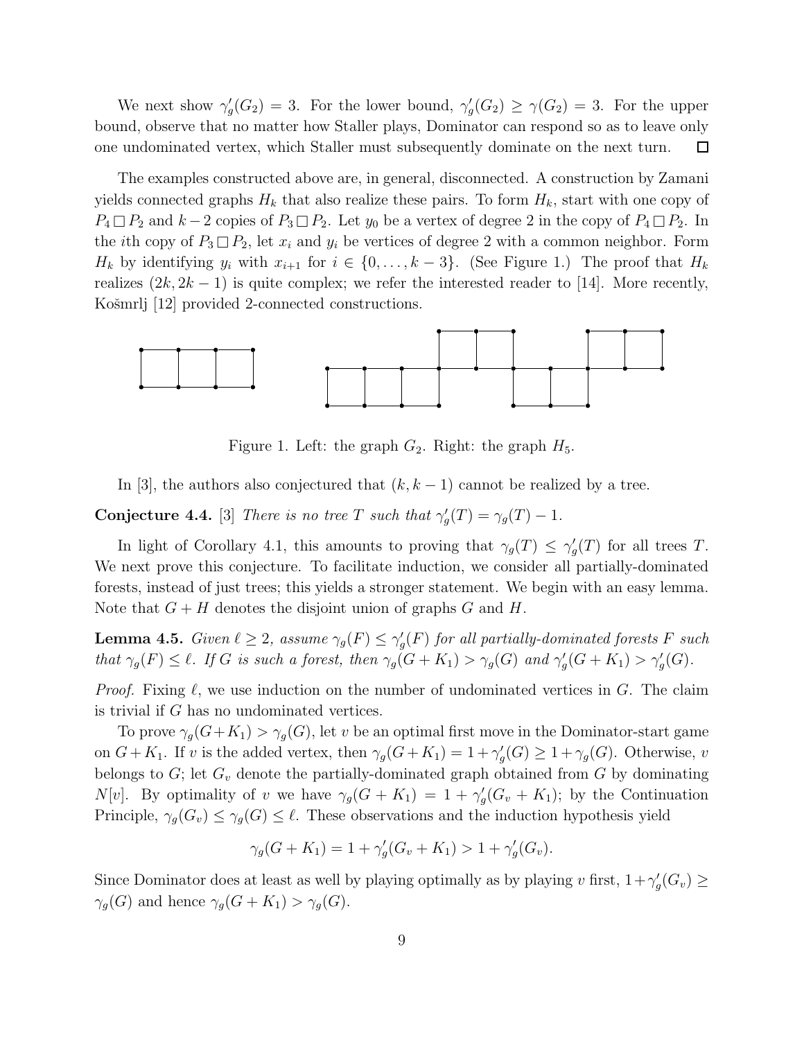We next show $\gamma_g'(G_2) = 3$. For the lower bound, $\gamma_g'(G_2) \geq \gamma(G_2) = 3$. For the upper bound, observe that no matter how Staller plays, Dominator can respond so as to leave only one undominated vertex, which Staller must subsequently dominate on the next turn. $\square$

The examples constructed above are, in general, disconnected. A construction by Zamani yields connected graphs $H_k$ that also realize these pairs. To form $H_k$, start with one copy of $P_4 \,\square\, P_2$ and $k-2$ copies of $P_3 \,\square\, P_2$. Let $y_0$ be a vertex of degree 2 in the copy of $P_4 \,\square\, P_2$. In the $i$th copy of $P_3 \,\square\, P_2$, let $x_i$ and $y_i$ be vertices of degree 2 with a common neighbor. Form $H_k$ by identifying $y_i$ with $x_{i+1}$ for $i \in \{0, \ldots, k-3\}$. (See Figure 1.) The proof that $H_k$ realizes $(2k, 2k-1)$ is quite complex; we refer the interested reader to [14]. More recently, Košmrlj [12] provided 2-connected constructions.

Figure 1. Left: the graph $G_2$. Right: the graph $H_5$.

In [3], the authors also conjectured that $(k, k-1)$ cannot be realized by a tree.

**Conjecture 4.4.** [3] *There is no tree $T$ such that $\gamma_g'(T) = \gamma_g(T) - 1$.*

In light of Corollary 4.1, this amounts to proving that $\gamma_g(T) \leq \gamma_g'(T)$ for all trees $T$. We next prove this conjecture. To facilitate induction, we consider all partially-dominated forests, instead of just trees; this yields a stronger statement. We begin with an easy lemma. Note that $G + H$ denotes the disjoint union of graphs $G$ and $H$.

**Lemma 4.5.** *Given $\ell \geq 2$, assume $\gamma_g(F) \leq \gamma_g'(F)$ for all partially-dominated forests $F$ such that $\gamma_g(F) \leq \ell$. If $G$ is such a forest, then $\gamma_g(G + K_1) > \gamma_g(G)$ and $\gamma_g'(G + K_1) > \gamma_g'(G)$.*

*Proof.* Fixing $\ell$, we use induction on the number of undominated vertices in $G$. The claim is trivial if $G$ has no undominated vertices.

To prove $\gamma_g(G+K_1) > \gamma_g(G)$, let $v$ be an optimal first move in the Dominator-start game on $G+K_1$. If $v$ is the added vertex, then $\gamma_g(G+K_1) = 1+\gamma_g'(G) \geq 1+\gamma_g(G)$. Otherwise, $v$ belongs to $G$; let $G_v$ denote the partially-dominated graph obtained from $G$ by dominating $N[v]$. By optimality of $v$ we have $\gamma_g(G + K_1) = 1 + \gamma_g'(G_v + K_1)$; by the Continuation Principle, $\gamma_g(G_v) \leq \gamma_g(G) \leq \ell$. These observations and the induction hypothesis yield

$$\gamma_g(G + K_1) = 1 + \gamma_g'(G_v + K_1) > 1 + \gamma_g'(G_v).$$

Since Dominator does at least as well by playing optimally as by playing $v$ first, $1+\gamma_g'(G_v) \geq \gamma_g(G)$ and hence $\gamma_g(G + K_1) > \gamma_g(G)$.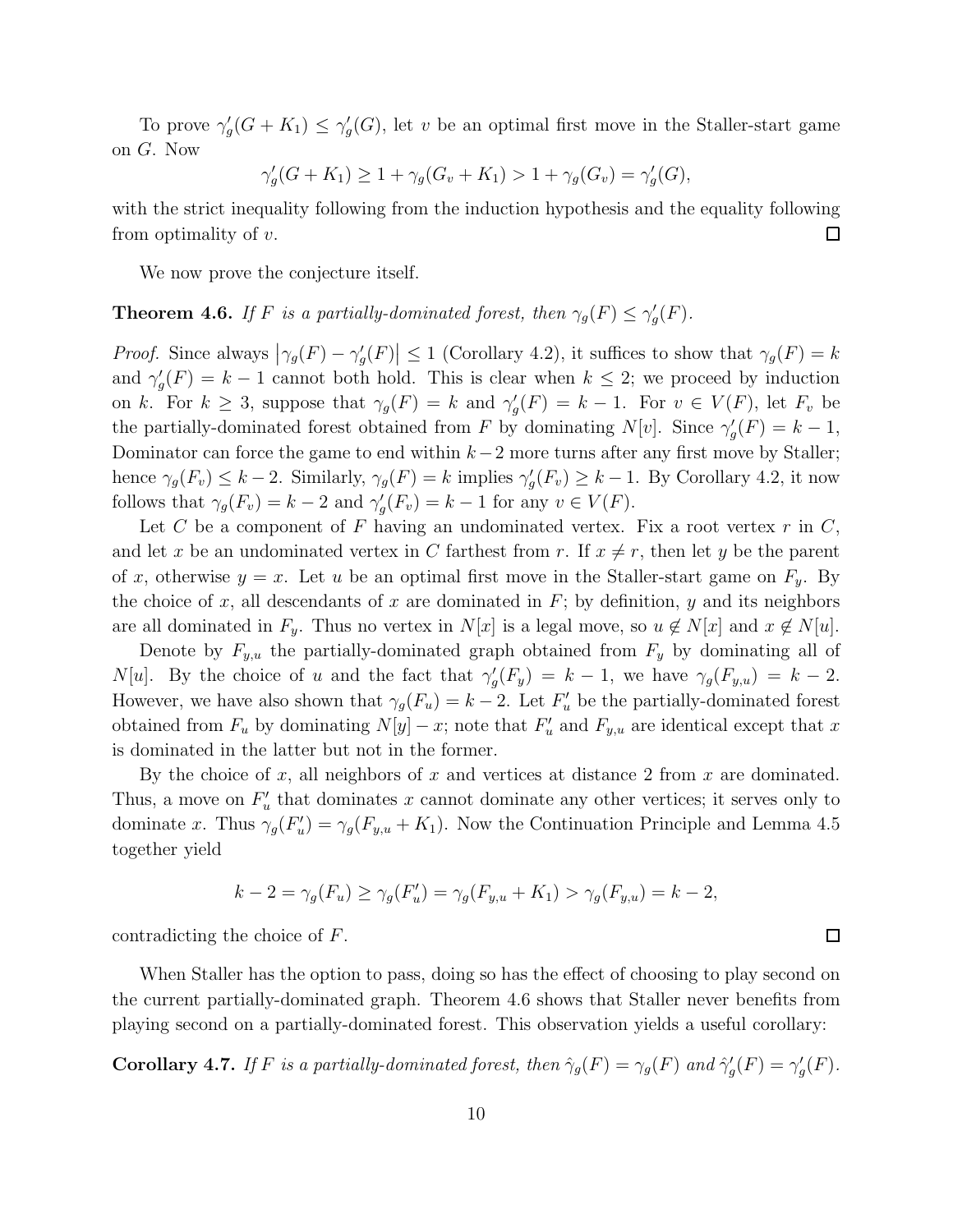To prove $\gamma_g'(G + K_1) \le \gamma_g'(G)$, let $v$ be an optimal first move in the Staller-start game on $G$. Now

$$\gamma_g'(G + K_1) \ge 1 + \gamma_g(G_v + K_1) > 1 + \gamma_g(G_v) = \gamma_g'(G),$$

with the strict inequality following from the induction hypothesis and the equality following from optimality of $v$. $\square$

We now prove the conjecture itself.

**Theorem 4.6.** *If $F$ is a partially-dominated forest, then $\gamma_g(F) \le \gamma_g'(F)$.*

*Proof.* Since always $\left|\gamma_g(F) - \gamma_g'(F)\right| \le 1$ (Corollary 4.2), it suffices to show that $\gamma_g(F) = k$ and $\gamma_g'(F) = k - 1$ cannot both hold. This is clear when $k \le 2$; we proceed by induction on $k$. For $k \ge 3$, suppose that $\gamma_g(F) = k$ and $\gamma_g'(F) = k - 1$. For $v \in V(F)$, let $F_v$ be the partially-dominated forest obtained from $F$ by dominating $N[v]$. Since $\gamma_g'(F) = k - 1$, Dominator can force the game to end within $k-2$ more turns after any first move by Staller; hence $\gamma_g(F_v) \le k - 2$. Similarly, $\gamma_g(F) = k$ implies $\gamma_g'(F_v) \ge k - 1$. By Corollary 4.2, it now follows that $\gamma_g(F_v) = k - 2$ and $\gamma_g'(F_v) = k - 1$ for any $v \in V(F)$.

Let $C$ be a component of $F$ having an undominated vertex. Fix a root vertex $r$ in $C$, and let $x$ be an undominated vertex in $C$ farthest from $r$. If $x \ne r$, then let $y$ be the parent of $x$, otherwise $y = x$. Let $u$ be an optimal first move in the Staller-start game on $F_y$. By the choice of $x$, all descendants of $x$ are dominated in $F$; by definition, $y$ and its neighbors are all dominated in $F_y$. Thus no vertex in $N[x]$ is a legal move, so $u \notin N[x]$ and $x \notin N[u]$.

Denote by $F_{y,u}$ the partially-dominated graph obtained from $F_y$ by dominating all of $N[u]$. By the choice of $u$ and the fact that $\gamma_g'(F_y) = k - 1$, we have $\gamma_g(F_{y,u}) = k - 2$. However, we have also shown that $\gamma_g(F_u) = k - 2$. Let $F_u'$ be the partially-dominated forest obtained from $F_u$ by dominating $N[y] - x$; note that $F_u'$ and $F_{y,u}$ are identical except that $x$ is dominated in the latter but not in the former.

By the choice of $x$, all neighbors of $x$ and vertices at distance 2 from $x$ are dominated. Thus, a move on $F_u'$ that dominates $x$ cannot dominate any other vertices; it serves only to dominate $x$. Thus $\gamma_g(F_u') = \gamma_g(F_{y,u} + K_1)$. Now the Continuation Principle and Lemma 4.5 together yield

$$k - 2 = \gamma_g(F_u) \ge \gamma_g(F_u') = \gamma_g(F_{y,u} + K_1) > \gamma_g(F_{y,u}) = k - 2,$$

contradicting the choice of $F$. $\square$

When Staller has the option to pass, doing so has the effect of choosing to play second on the current partially-dominated graph. Theorem 4.6 shows that Staller never benefits from playing second on a partially-dominated forest. This observation yields a useful corollary:

**Corollary 4.7.** *If $F$ is a partially-dominated forest, then $\hat{\gamma}_g(F) = \gamma_g(F)$ and $\hat{\gamma}_g'(F) = \gamma_g'(F)$.*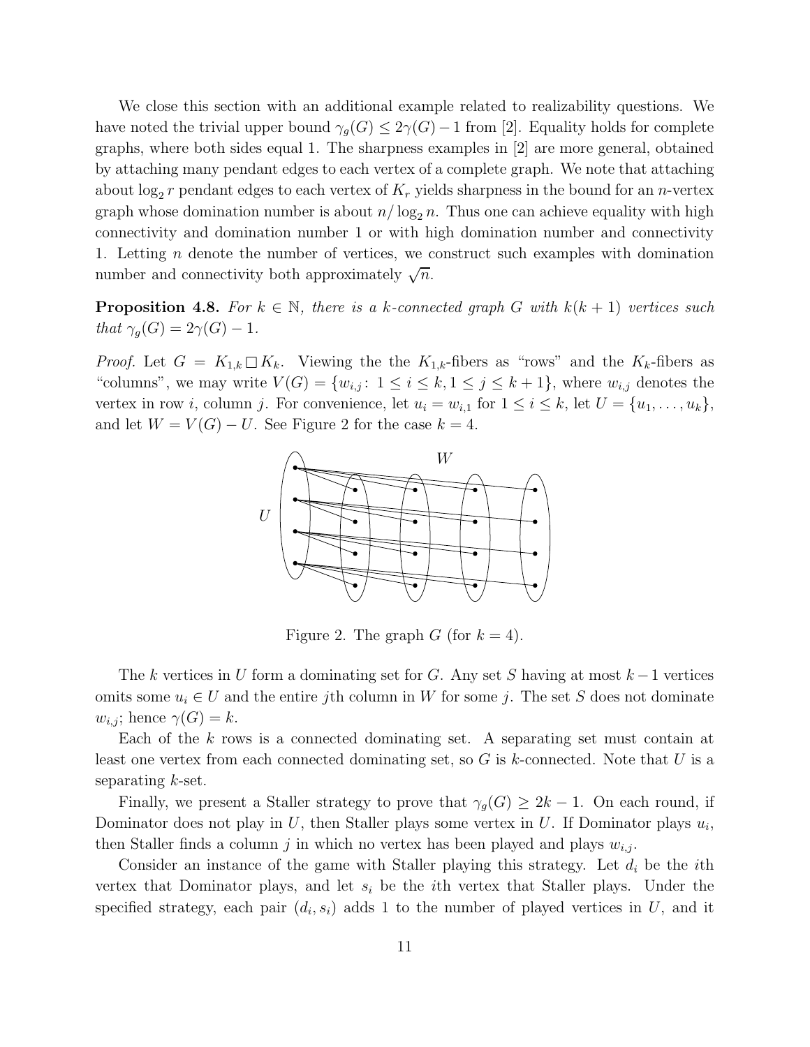We close this section with an additional example related to realizability questions. We have noted the trivial upper bound $\gamma_g(G) \le 2\gamma(G) - 1$ from [2]. Equality holds for complete graphs, where both sides equal 1. The sharpness examples in [2] are more general, obtained by attaching many pendant edges to each vertex of a complete graph. We note that attaching about $\log_2 r$ pendant edges to each vertex of $K_r$ yields sharpness in the bound for an $n$-vertex graph whose domination number is about $n/\log_2 n$. Thus one can achieve equality with high connectivity and domination number 1 or with high domination number and connectivity 1. Letting $n$ denote the number of vertices, we construct such examples with domination number and connectivity both approximately $\sqrt{n}$.

**Proposition 4.8.** *For $k \in \mathbb{N}$, there is a $k$-connected graph $G$ with $k(k+1)$ vertices such that $\gamma_g(G) = 2\gamma(G) - 1$.*

*Proof.* Let $G = K_{1,k} \,\square\, K_k$. Viewing the the $K_{1,k}$-fibers as "rows" and the $K_k$-fibers as "columns", we may write $V(G) = \{w_{i,j} \colon\ 1 \le i \le k, 1 \le j \le k+1\}$, where $w_{i,j}$ denotes the vertex in row $i$, column $j$. For convenience, let $u_i = w_{i,1}$ for $1 \le i \le k$, let $U = \{u_1, \ldots, u_k\}$, and let $W = V(G) - U$. See Figure 2 for the case $k = 4$.

Figure 2. The graph $G$ (for $k = 4$).

The $k$ vertices in $U$ form a dominating set for $G$. Any set $S$ having at most $k-1$ vertices omits some $u_i \in U$ and the entire $j$th column in $W$ for some $j$. The set $S$ does not dominate $w_{i,j}$; hence $\gamma(G) = k$.

Each of the $k$ rows is a connected dominating set. A separating set must contain at least one vertex from each connected dominating set, so $G$ is $k$-connected. Note that $U$ is a separating $k$-set.

Finally, we present a Staller strategy to prove that $\gamma_g(G) \ge 2k - 1$. On each round, if Dominator does not play in $U$, then Staller plays some vertex in $U$. If Dominator plays $u_i$, then Staller finds a column $j$ in which no vertex has been played and plays $w_{i,j}$.

Consider an instance of the game with Staller playing this strategy. Let $d_i$ be the $i$th vertex that Dominator plays, and let $s_i$ be the $i$th vertex that Staller plays. Under the specified strategy, each pair $(d_i, s_i)$ adds 1 to the number of played vertices in $U$, and it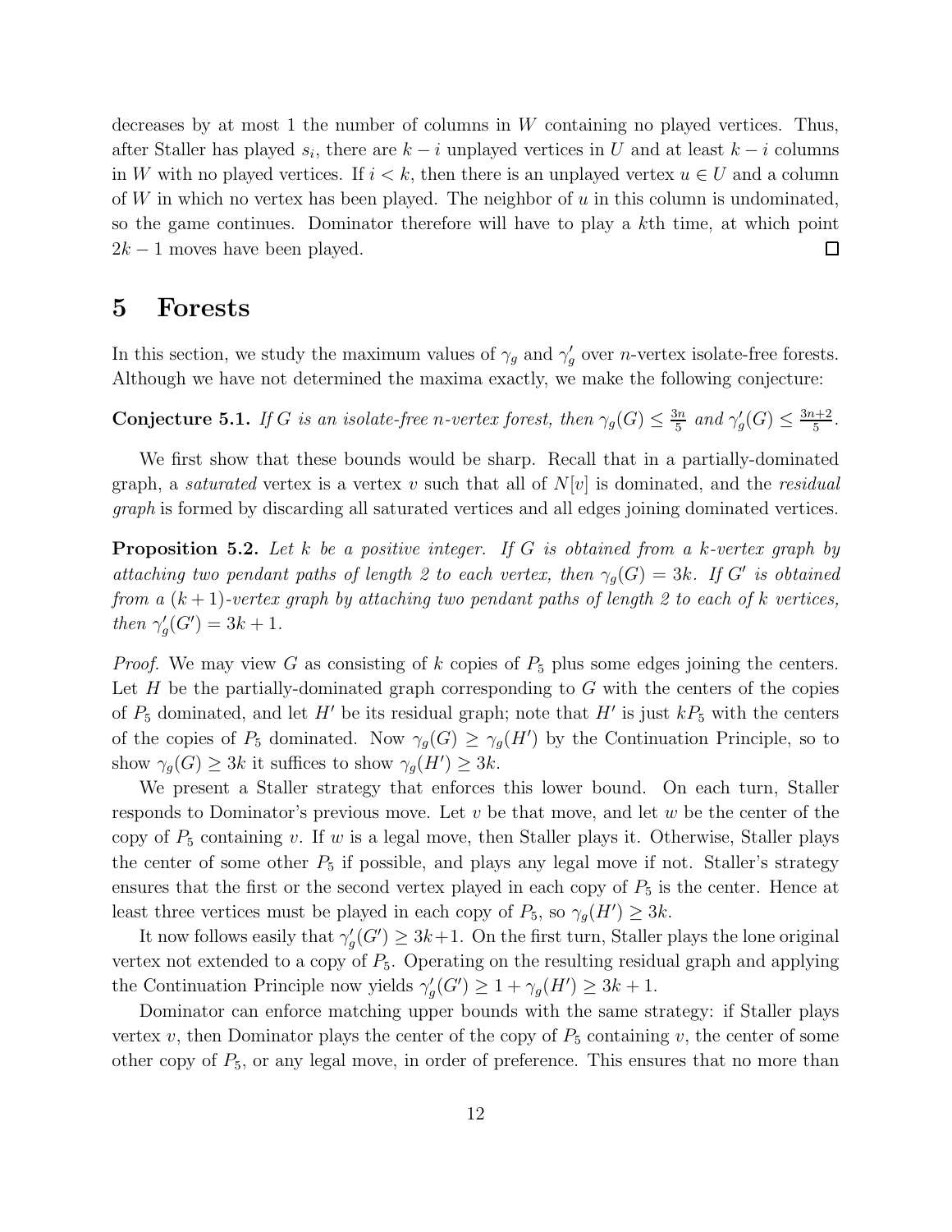decreases by at most 1 the number of columns in $W$ containing no played vertices. Thus, after Staller has played $s_i$, there are $k - i$ unplayed vertices in $U$ and at least $k - i$ columns in $W$ with no played vertices. If $i < k$, then there is an unplayed vertex $u \in U$ and a column of $W$ in which no vertex has been played. The neighbor of $u$ in this column is undominated, so the game continues. Dominator therefore will have to play a $k$th time, at which point $2k - 1$ moves have been played. □

## 5 Forests

In this section, we study the maximum values of $\gamma_g$ and $\gamma'_g$ over $n$-vertex isolate-free forests. Although we have not determined the maxima exactly, we make the following conjecture:

**Conjecture 5.1.** *If $G$ is an isolate-free $n$-vertex forest, then $\gamma_g(G) \le \frac{3n}{5}$ and $\gamma'_g(G) \le \frac{3n+2}{5}$.*

We first show that these bounds would be sharp. Recall that in a partially-dominated graph, a *saturated* vertex is a vertex $v$ such that all of $N[v]$ is dominated, and the *residual graph* is formed by discarding all saturated vertices and all edges joining dominated vertices.

**Proposition 5.2.** *Let $k$ be a positive integer. If $G$ is obtained from a $k$-vertex graph by attaching two pendant paths of length 2 to each vertex, then $\gamma_g(G) = 3k$. If $G'$ is obtained from a $(k+1)$-vertex graph by attaching two pendant paths of length 2 to each of $k$ vertices, then $\gamma'_g(G') = 3k + 1$.*

*Proof.* We may view $G$ as consisting of $k$ copies of $P_5$ plus some edges joining the centers. Let $H$ be the partially-dominated graph corresponding to $G$ with the centers of the copies of $P_5$ dominated, and let $H'$ be its residual graph; note that $H'$ is just $kP_5$ with the centers of the copies of $P_5$ dominated. Now $\gamma_g(G) \ge \gamma_g(H')$ by the Continuation Principle, so to show $\gamma_g(G) \ge 3k$ it suffices to show $\gamma_g(H') \ge 3k$.

We present a Staller strategy that enforces this lower bound. On each turn, Staller responds to Dominator's previous move. Let $v$ be that move, and let $w$ be the center of the copy of $P_5$ containing $v$. If $w$ is a legal move, then Staller plays it. Otherwise, Staller plays the center of some other $P_5$ if possible, and plays any legal move if not. Staller's strategy ensures that the first or the second vertex played in each copy of $P_5$ is the center. Hence at least three vertices must be played in each copy of $P_5$, so $\gamma_g(H') \ge 3k$.

It now follows easily that $\gamma'_g(G') \ge 3k+1$. On the first turn, Staller plays the lone original vertex not extended to a copy of $P_5$. Operating on the resulting residual graph and applying the Continuation Principle now yields $\gamma'_g(G') \ge 1 + \gamma_g(H') \ge 3k + 1$.

Dominator can enforce matching upper bounds with the same strategy: if Staller plays vertex $v$, then Dominator plays the center of the copy of $P_5$ containing $v$, the center of some other copy of $P_5$, or any legal move, in order of preference. This ensures that no more than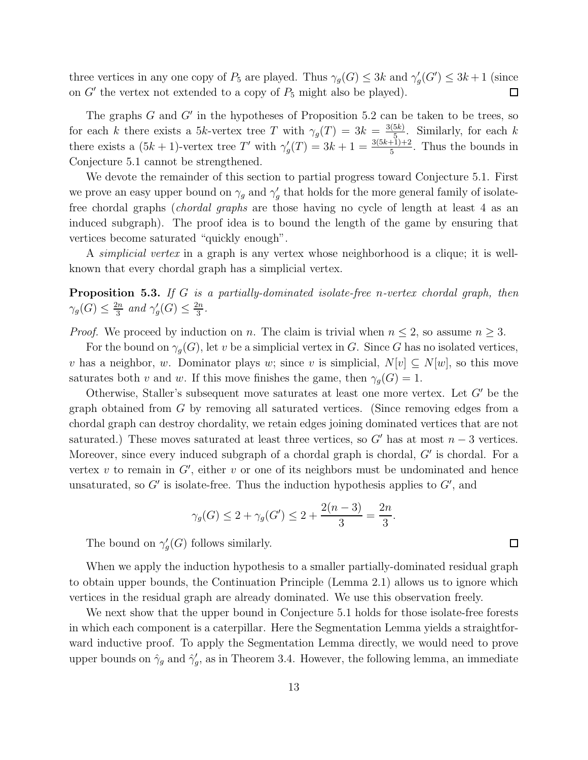three vertices in any one copy of $P_5$ are played. Thus $\gamma_g(G) \le 3k$ and $\gamma'_g(G') \le 3k+1$ (since on $G'$ the vertex not extended to a copy of $P_5$ might also be played). $\square$

The graphs $G$ and $G'$ in the hypotheses of Proposition 5.2 can be taken to be trees, so for each $k$ there exists a $5k$-vertex tree $T$ with $\gamma_g(T) = 3k = \frac{3(5k)}{5}$. Similarly, for each $k$ there exists a $(5k+1)$-vertex tree $T'$ with $\gamma'_g(T) = 3k+1 = \frac{3(5k+1)+2}{5}$. Thus the bounds in Conjecture 5.1 cannot be strengthened.

We devote the remainder of this section to partial progress toward Conjecture 5.1. First we prove an easy upper bound on $\gamma_g$ and $\gamma'_g$ that holds for the more general family of isolate-free chordal graphs (*chordal graphs* are those having no cycle of length at least 4 as an induced subgraph). The proof idea is to bound the length of the game by ensuring that vertices become saturated "quickly enough".

A *simplicial vertex* in a graph is any vertex whose neighborhood is a clique; it is well-known that every chordal graph has a simplicial vertex.

**Proposition 5.3.** *If $G$ is a partially-dominated isolate-free $n$-vertex chordal graph, then $\gamma_g(G) \le \frac{2n}{3}$ and $\gamma'_g(G) \le \frac{2n}{3}$.*

*Proof.* We proceed by induction on $n$. The claim is trivial when $n \le 2$, so assume $n \ge 3$.

For the bound on $\gamma_g(G)$, let $v$ be a simplicial vertex in $G$. Since $G$ has no isolated vertices, $v$ has a neighbor, $w$. Dominator plays $w$; since $v$ is simplicial, $N[v] \subseteq N[w]$, so this move saturates both $v$ and $w$. If this move finishes the game, then $\gamma_g(G) = 1$.

Otherwise, Staller's subsequent move saturates at least one more vertex. Let $G'$ be the graph obtained from $G$ by removing all saturated vertices. (Since removing edges from a chordal graph can destroy chordality, we retain edges joining dominated vertices that are not saturated.) These moves saturated at least three vertices, so $G'$ has at most $n-3$ vertices. Moreover, since every induced subgraph of a chordal graph is chordal, $G'$ is chordal. For a vertex $v$ to remain in $G'$, either $v$ or one of its neighbors must be undominated and hence unsaturated, so $G'$ is isolate-free. Thus the induction hypothesis applies to $G'$, and

$$\gamma_g(G) \le 2 + \gamma_g(G') \le 2 + \frac{2(n-3)}{3} = \frac{2n}{3}.$$

The bound on $\gamma'_g(G)$ follows similarly. $\square$

When we apply the induction hypothesis to a smaller partially-dominated residual graph to obtain upper bounds, the Continuation Principle (Lemma 2.1) allows us to ignore which vertices in the residual graph are already dominated. We use this observation freely.

We next show that the upper bound in Conjecture 5.1 holds for those isolate-free forests in which each component is a caterpillar. Here the Segmentation Lemma yields a straightforward inductive proof. To apply the Segmentation Lemma directly, we would need to prove upper bounds on $\hat{\gamma}_g$ and $\hat{\gamma}'_g$, as in Theorem 3.4. However, the following lemma, an immediate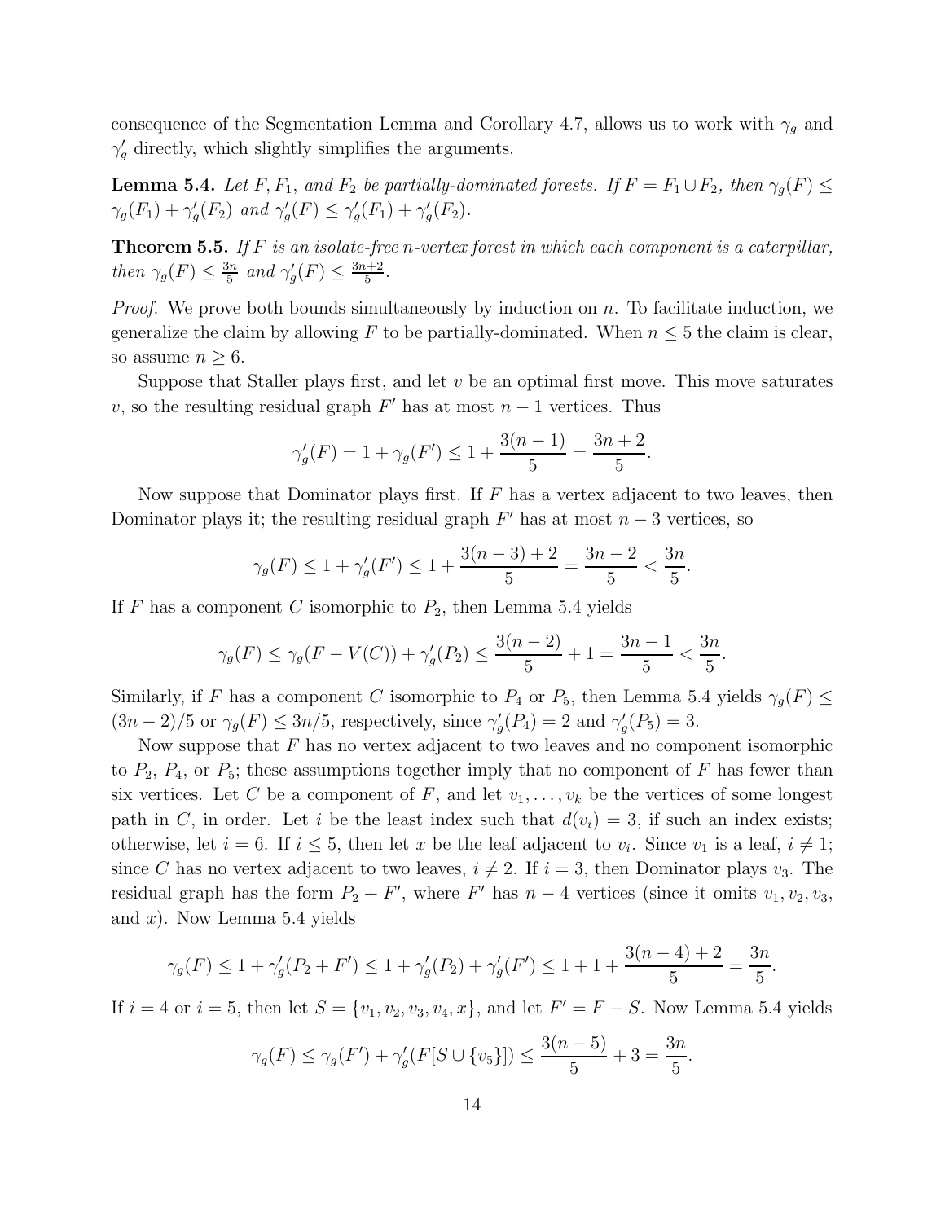consequence of the Segmentation Lemma and Corollary 4.7, allows us to work with $\gamma_g$ and $\gamma_g'$ directly, which slightly simplifies the arguments.

**Lemma 5.4.** *Let $F, F_1$, and $F_2$ be partially-dominated forests. If $F = F_1 \cup F_2$, then $\gamma_g(F) \leq \gamma_g(F_1) + \gamma_g'(F_2)$ and $\gamma_g'(F) \leq \gamma_g'(F_1) + \gamma_g'(F_2)$.*

**Theorem 5.5.** *If $F$ is an isolate-free $n$-vertex forest in which each component is a caterpillar, then $\gamma_g(F) \leq \frac{3n}{5}$ and $\gamma_g'(F) \leq \frac{3n+2}{5}$.*

*Proof.* We prove both bounds simultaneously by induction on $n$. To facilitate induction, we generalize the claim by allowing $F$ to be partially-dominated. When $n \leq 5$ the claim is clear, so assume $n \geq 6$.

Suppose that Staller plays first, and let $v$ be an optimal first move. This move saturates $v$, so the resulting residual graph $F'$ has at most $n-1$ vertices. Thus

$$\gamma_g'(F) = 1 + \gamma_g(F') \leq 1 + \frac{3(n-1)}{5} = \frac{3n+2}{5}.$$

Now suppose that Dominator plays first. If $F$ has a vertex adjacent to two leaves, then Dominator plays it; the resulting residual graph $F'$ has at most $n-3$ vertices, so

$$\gamma_g(F) \leq 1 + \gamma_g'(F') \leq 1 + \frac{3(n-3)+2}{5} = \frac{3n-2}{5} < \frac{3n}{5}.$$

If $F$ has a component $C$ isomorphic to $P_2$, then Lemma 5.4 yields

$$\gamma_g(F) \leq \gamma_g(F - V(C)) + \gamma_g'(P_2) \leq \frac{3(n-2)}{5} + 1 = \frac{3n-1}{5} < \frac{3n}{5}.$$

Similarly, if $F$ has a component $C$ isomorphic to $P_4$ or $P_5$, then Lemma 5.4 yields $\gamma_g(F) \leq (3n-2)/5$ or $\gamma_g(F) \leq 3n/5$, respectively, since $\gamma_g'(P_4) = 2$ and $\gamma_g'(P_5) = 3$.

Now suppose that $F$ has no vertex adjacent to two leaves and no component isomorphic to $P_2$, $P_4$, or $P_5$; these assumptions together imply that no component of $F$ has fewer than six vertices. Let $C$ be a component of $F$, and let $v_1, \ldots, v_k$ be the vertices of some longest path in $C$, in order. Let $i$ be the least index such that $d(v_i) = 3$, if such an index exists; otherwise, let $i = 6$. If $i \leq 5$, then let $x$ be the leaf adjacent to $v_i$. Since $v_1$ is a leaf, $i \neq 1$; since $C$ has no vertex adjacent to two leaves, $i \neq 2$. If $i = 3$, then Dominator plays $v_3$. The residual graph has the form $P_2 + F'$, where $F'$ has $n-4$ vertices (since it omits $v_1, v_2, v_3$, and $x$). Now Lemma 5.4 yields

$$\gamma_g(F) \leq 1 + \gamma_g'(P_2 + F') \leq 1 + \gamma_g'(P_2) + \gamma_g'(F') \leq 1 + 1 + \frac{3(n-4)+2}{5} = \frac{3n}{5}.$$

If $i = 4$ or $i = 5$, then let $S = \{v_1, v_2, v_3, v_4, x\}$, and let $F' = F - S$. Now Lemma 5.4 yields

$$\gamma_g(F) \leq \gamma_g(F') + \gamma_g'(F[S \cup \{v_5\}]) \leq \frac{3(n-5)}{5} + 3 = \frac{3n}{5}.$$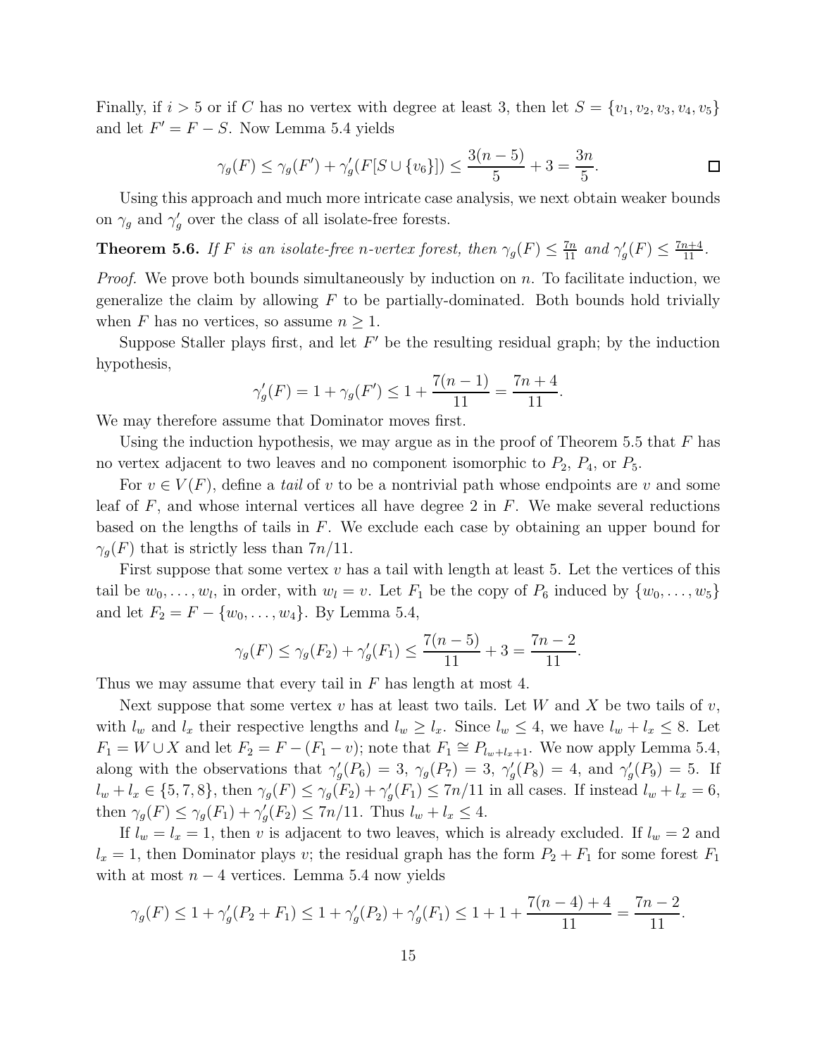Finally, if $i > 5$ or if $C$ has no vertex with degree at least 3, then let $S = \{v_1, v_2, v_3, v_4, v_5\}$ and let $F' = F - S$. Now Lemma 5.4 yields

$$\gamma_g(F) \le \gamma_g(F') + \gamma_g'(F[S \cup \{v_6\}]) \le \frac{3(n-5)}{5} + 3 = \frac{3n}{5}. \qquad \square$$

Using this approach and much more intricate case analysis, we next obtain weaker bounds on $\gamma_g$ and $\gamma_g'$ over the class of all isolate-free forests.

**Theorem 5.6.** *If $F$ is an isolate-free $n$-vertex forest, then $\gamma_g(F) \le \frac{7n}{11}$ and $\gamma_g'(F) \le \frac{7n+4}{11}$.*

*Proof.* We prove both bounds simultaneously by induction on $n$. To facilitate induction, we generalize the claim by allowing $F$ to be partially-dominated. Both bounds hold trivially when $F$ has no vertices, so assume $n \ge 1$.

Suppose Staller plays first, and let $F'$ be the resulting residual graph; by the induction hypothesis,

$$\gamma_g'(F) = 1 + \gamma_g(F') \le 1 + \frac{7(n-1)}{11} = \frac{7n+4}{11}.$$

We may therefore assume that Dominator moves first.

Using the induction hypothesis, we may argue as in the proof of Theorem 5.5 that $F$ has no vertex adjacent to two leaves and no component isomorphic to $P_2$, $P_4$, or $P_5$.

For $v \in V(F)$, define a *tail* of $v$ to be a nontrivial path whose endpoints are $v$ and some leaf of $F$, and whose internal vertices all have degree 2 in $F$. We make several reductions based on the lengths of tails in $F$. We exclude each case by obtaining an upper bound for $\gamma_g(F)$ that is strictly less than $7n/11$.

First suppose that some vertex $v$ has a tail with length at least 5. Let the vertices of this tail be $w_0, \dots, w_l$, in order, with $w_l = v$. Let $F_1$ be the copy of $P_6$ induced by $\{w_0, \dots, w_5\}$ and let $F_2 = F - \{w_0, \dots, w_4\}$. By Lemma 5.4,

$$\gamma_g(F) \le \gamma_g(F_2) + \gamma_g'(F_1) \le \frac{7(n-5)}{11} + 3 = \frac{7n-2}{11}.$$

Thus we may assume that every tail in $F$ has length at most 4.

Next suppose that some vertex $v$ has at least two tails. Let $W$ and $X$ be two tails of $v$, with $l_w$ and $l_x$ their respective lengths and $l_w \ge l_x$. Since $l_w \le 4$, we have $l_w + l_x \le 8$. Let $F_1 = W \cup X$ and let $F_2 = F - (F_1 - v)$; note that $F_1 \cong P_{l_w + l_x + 1}$. We now apply Lemma 5.4, along with the observations that $\gamma_g'(P_6) = 3$, $\gamma_g(P_7) = 3$, $\gamma_g'(P_8) = 4$, and $\gamma_g'(P_9) = 5$. If $l_w + l_x \in \{5, 7, 8\}$, then $\gamma_g(F) \le \gamma_g(F_2) + \gamma_g'(F_1) \le 7n/11$ in all cases. If instead $l_w + l_x = 6$, then $\gamma_g(F) \le \gamma_g(F_1) + \gamma_g'(F_2) \le 7n/11$. Thus $l_w + l_x \le 4$.

If $l_w = l_x = 1$, then $v$ is adjacent to two leaves, which is already excluded. If $l_w = 2$ and $l_x = 1$, then Dominator plays $v$; the residual graph has the form $P_2 + F_1$ for some forest $F_1$ with at most $n - 4$ vertices. Lemma 5.4 now yields

$$\gamma_g(F) \le 1 + \gamma_g'(P_2 + F_1) \le 1 + \gamma_g'(P_2) + \gamma_g'(F_1) \le 1 + 1 + \frac{7(n-4)+4}{11} = \frac{7n-2}{11}.$$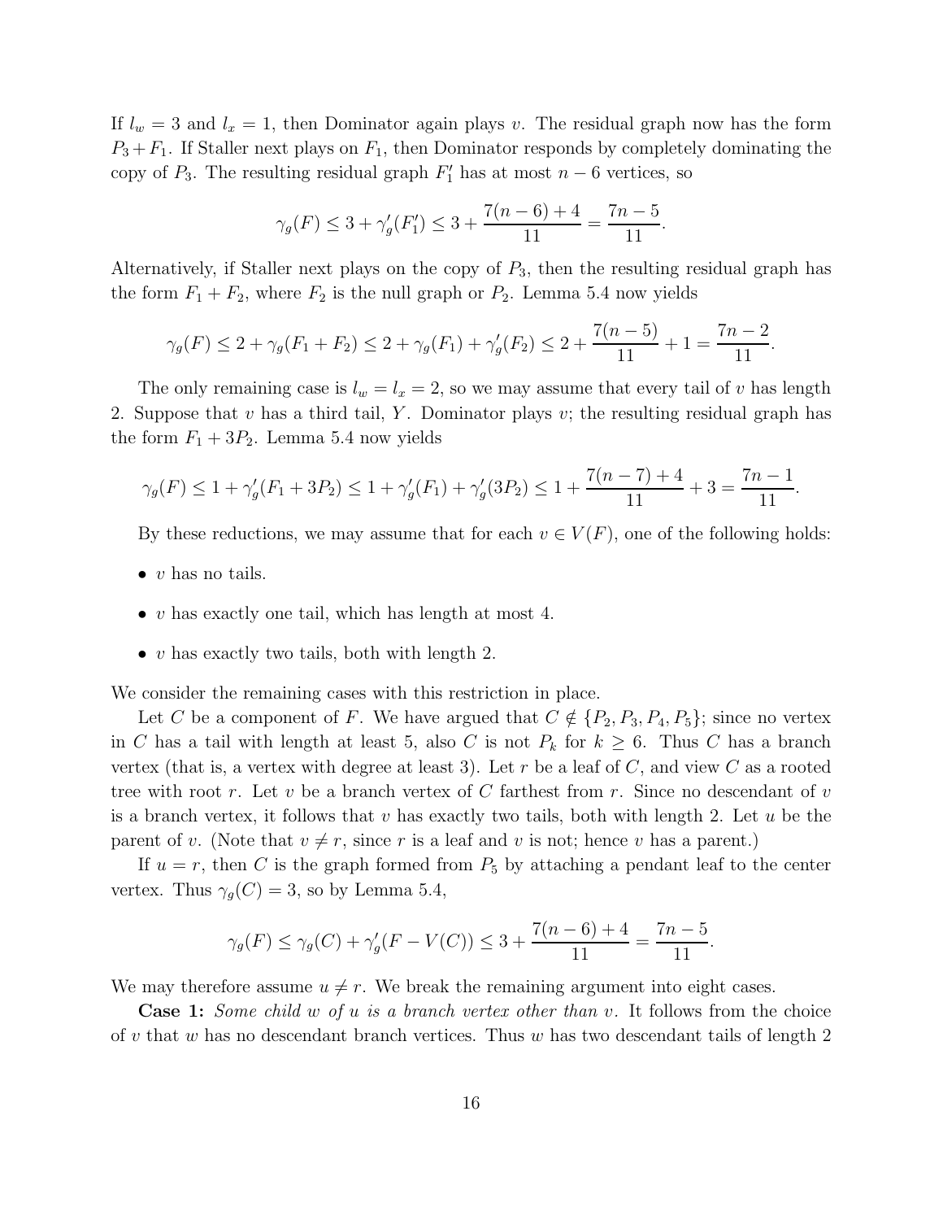If $l_w = 3$ and $l_x = 1$, then Dominator again plays $v$. The residual graph now has the form $P_3 + F_1$. If Staller next plays on $F_1$, then Dominator responds by completely dominating the copy of $P_3$. The resulting residual graph $F_1'$ has at most $n-6$ vertices, so

$$\gamma_g(F) \leq 3 + \gamma_g'(F_1') \leq 3 + \frac{7(n-6)+4}{11} = \frac{7n-5}{11}.$$

Alternatively, if Staller next plays on the copy of $P_3$, then the resulting residual graph has the form $F_1 + F_2$, where $F_2$ is the null graph or $P_2$. Lemma 5.4 now yields

$$\gamma_g(F) \leq 2 + \gamma_g(F_1 + F_2) \leq 2 + \gamma_g(F_1) + \gamma_g'(F_2) \leq 2 + \frac{7(n-5)}{11} + 1 = \frac{7n-2}{11}.$$

The only remaining case is $l_w = l_x = 2$, so we may assume that every tail of $v$ has length 2. Suppose that $v$ has a third tail, $Y$. Dominator plays $v$; the resulting residual graph has the form $F_1 + 3P_2$. Lemma 5.4 now yields

$$\gamma_g(F) \leq 1 + \gamma_g'(F_1 + 3P_2) \leq 1 + \gamma_g'(F_1) + \gamma_g'(3P_2) \leq 1 + \frac{7(n-7)+4}{11} + 3 = \frac{7n-1}{11}.$$

By these reductions, we may assume that for each $v \in V(F)$, one of the following holds:

- $v$ has no tails.
- $v$ has exactly one tail, which has length at most 4.
- $v$ has exactly two tails, both with length 2.

We consider the remaining cases with this restriction in place.

Let $C$ be a component of $F$. We have argued that $C \notin \{P_2, P_3, P_4, P_5\}$; since no vertex in $C$ has a tail with length at least 5, also $C$ is not $P_k$ for $k \geq 6$. Thus $C$ has a branch vertex (that is, a vertex with degree at least 3). Let $r$ be a leaf of $C$, and view $C$ as a rooted tree with root $r$. Let $v$ be a branch vertex of $C$ farthest from $r$. Since no descendant of $v$ is a branch vertex, it follows that $v$ has exactly two tails, both with length 2. Let $u$ be the parent of $v$. (Note that $v \neq r$, since $r$ is a leaf and $v$ is not; hence $v$ has a parent.)

If $u = r$, then $C$ is the graph formed from $P_5$ by attaching a pendant leaf to the center vertex. Thus $\gamma_g(C) = 3$, so by Lemma 5.4,

$$\gamma_g(F) \leq \gamma_g(C) + \gamma_g'(F - V(C)) \leq 3 + \frac{7(n-6)+4}{11} = \frac{7n-5}{11}.$$

We may therefore assume $u \neq r$. We break the remaining argument into eight cases.

**Case 1:** *Some child $w$ of $u$ is a branch vertex other than $v$.* It follows from the choice of $v$ that $w$ has no descendant branch vertices. Thus $w$ has two descendant tails of length 2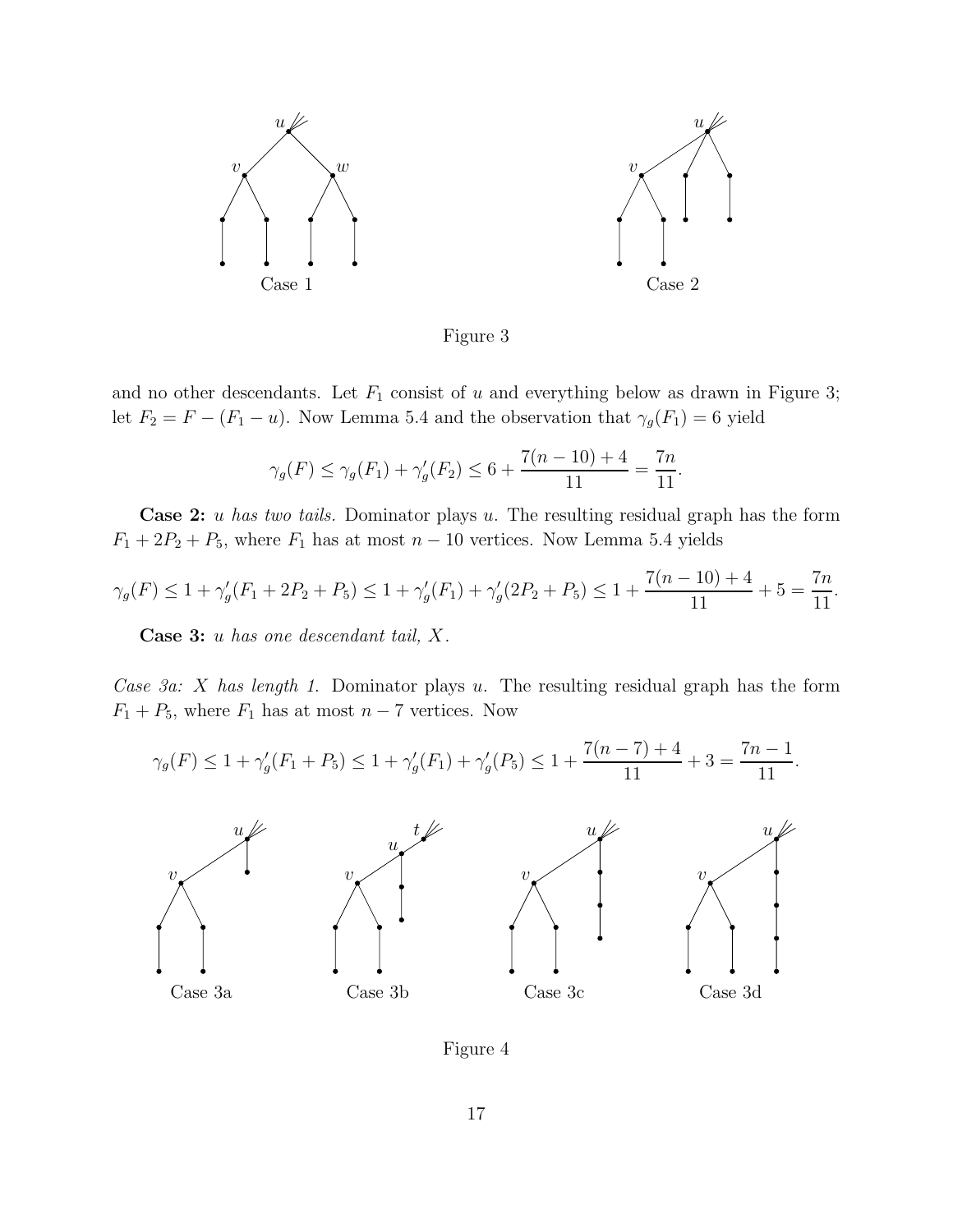Case 1 Case 2

Figure 3

and no other descendants. Let $F_1$ consist of $u$ and everything below as drawn in Figure 3; let $F_2 = F - (F_1 - u)$. Now Lemma 5.4 and the observation that $\gamma_g(F_1) = 6$ yield

$$\gamma_g(F) \le \gamma_g(F_1) + \gamma_g'(F_2) \le 6 + \frac{7(n-10)+4}{11} = \frac{7n}{11}.$$

**Case 2:** *u has two tails.* Dominator plays $u$. The resulting residual graph has the form $F_1 + 2P_2 + P_5$, where $F_1$ has at most $n - 10$ vertices. Now Lemma 5.4 yields

$$\gamma_g(F) \le 1 + \gamma_g'(F_1 + 2P_2 + P_5) \le 1 + \gamma_g'(F_1) + \gamma_g'(2P_2 + P_5) \le 1 + \frac{7(n-10)+4}{11} + 5 = \frac{7n}{11}.$$

**Case 3:** *u has one descendant tail, X.*

*Case 3a: X has length 1.* Dominator plays $u$. The resulting residual graph has the form $F_1 + P_5$, where $F_1$ has at most $n - 7$ vertices. Now

$$\gamma_g(F) \le 1 + \gamma_g'(F_1 + P_5) \le 1 + \gamma_g'(F_1) + \gamma_g'(P_5) \le 1 + \frac{7(n-7)+4}{11} + 3 = \frac{7n-1}{11}.$$

Case 3a Case 3b Case 3c Case 3d

Figure 4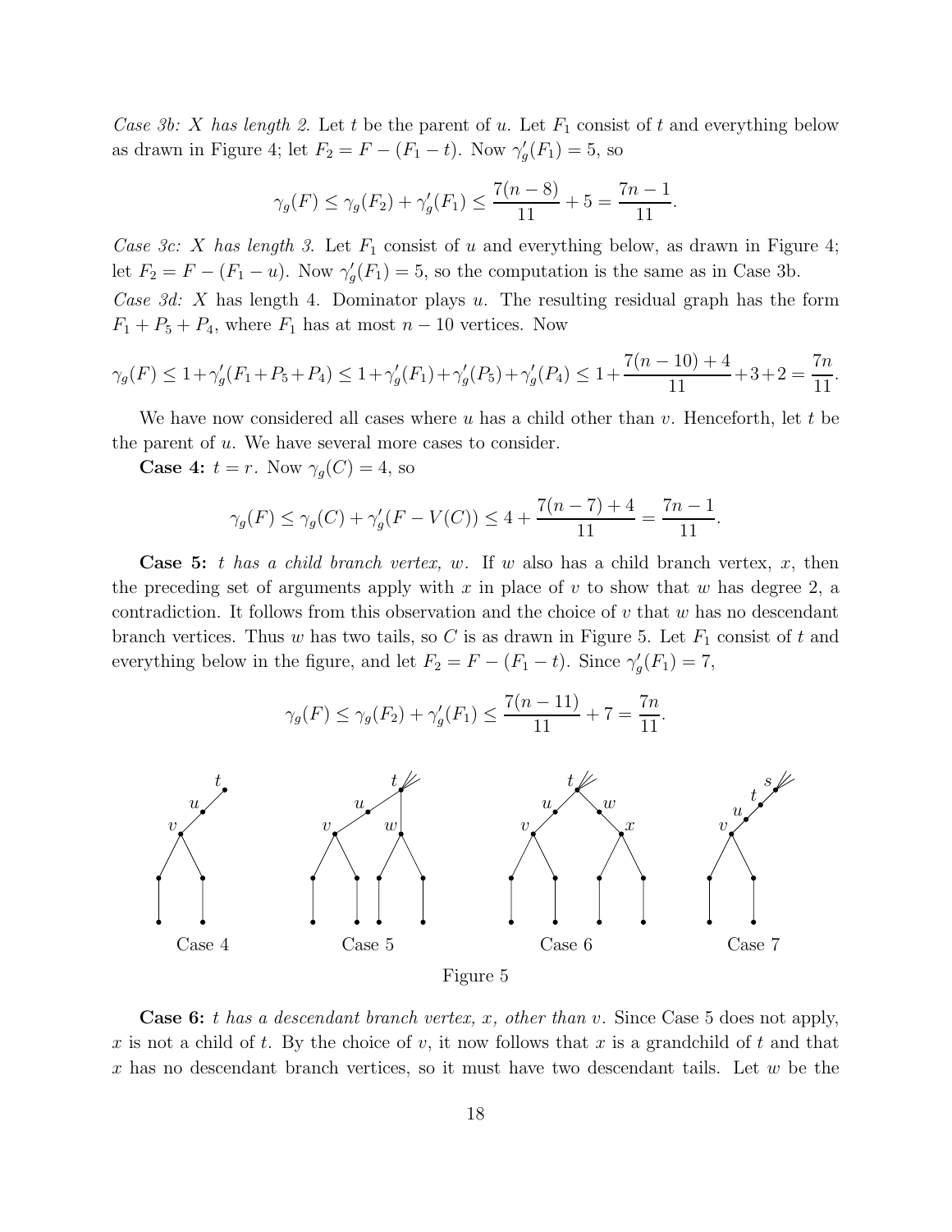*Case 3b: X has length 2.* Let $t$ be the parent of $u$. Let $F_1$ consist of $t$ and everything below as drawn in Figure 4; let $F_2 = F - (F_1 - t)$. Now $\gamma_g'(F_1) = 5$, so

$$\gamma_g(F) \leq \gamma_g(F_2) + \gamma_g'(F_1) \leq \frac{7(n-8)}{11} + 5 = \frac{7n-1}{11}.$$

*Case 3c: X has length 3.* Let $F_1$ consist of $u$ and everything below, as drawn in Figure 4; let $F_2 = F - (F_1 - u)$. Now $\gamma_g'(F_1) = 5$, so the computation is the same as in Case 3b.

*Case 3d:* $X$ has length 4. Dominator plays $u$. The resulting residual graph has the form $F_1 + P_5 + P_4$, where $F_1$ has at most $n - 10$ vertices. Now

$$\gamma_g(F) \leq 1 + \gamma_g'(F_1 + P_5 + P_4) \leq 1 + \gamma_g'(F_1) + \gamma_g'(P_5) + \gamma_g'(P_4) \leq 1 + \frac{7(n-10)+4}{11} + 3 + 2 = \frac{7n}{11}.$$

We have now considered all cases where $u$ has a child other than $v$. Henceforth, let $t$ be the parent of $u$. We have several more cases to consider.

**Case 4:** *$t = r$.* Now $\gamma_g(C) = 4$, so

$$\gamma_g(F) \leq \gamma_g(C) + \gamma_g'(F - V(C)) \leq 4 + \frac{7(n-7)+4}{11} = \frac{7n-1}{11}.$$

**Case 5:** *$t$ has a child branch vertex, $w$.* If $w$ also has a child branch vertex, $x$, then the preceding set of arguments apply with $x$ in place of $v$ to show that $w$ has degree 2, a contradiction. It follows from this observation and the choice of $v$ that $w$ has no descendant branch vertices. Thus $w$ has two tails, so $C$ is as drawn in Figure 5. Let $F_1$ consist of $t$ and everything below in the figure, and let $F_2 = F - (F_1 - t)$. Since $\gamma_g'(F_1) = 7$,

$$\gamma_g(F) \leq \gamma_g(F_2) + \gamma_g'(F_1) \leq \frac{7(n-11)}{11} + 7 = \frac{7n}{11}.$$

Case 4 Case 5 Case 6 Case 7

Figure 5

**Case 6:** *$t$ has a descendant branch vertex, $x$, other than $v$.* Since Case 5 does not apply, $x$ is not a child of $t$. By the choice of $v$, it now follows that $x$ is a grandchild of $t$ and that $x$ has no descendant branch vertices, so it must have two descendant tails. Let $w$ be the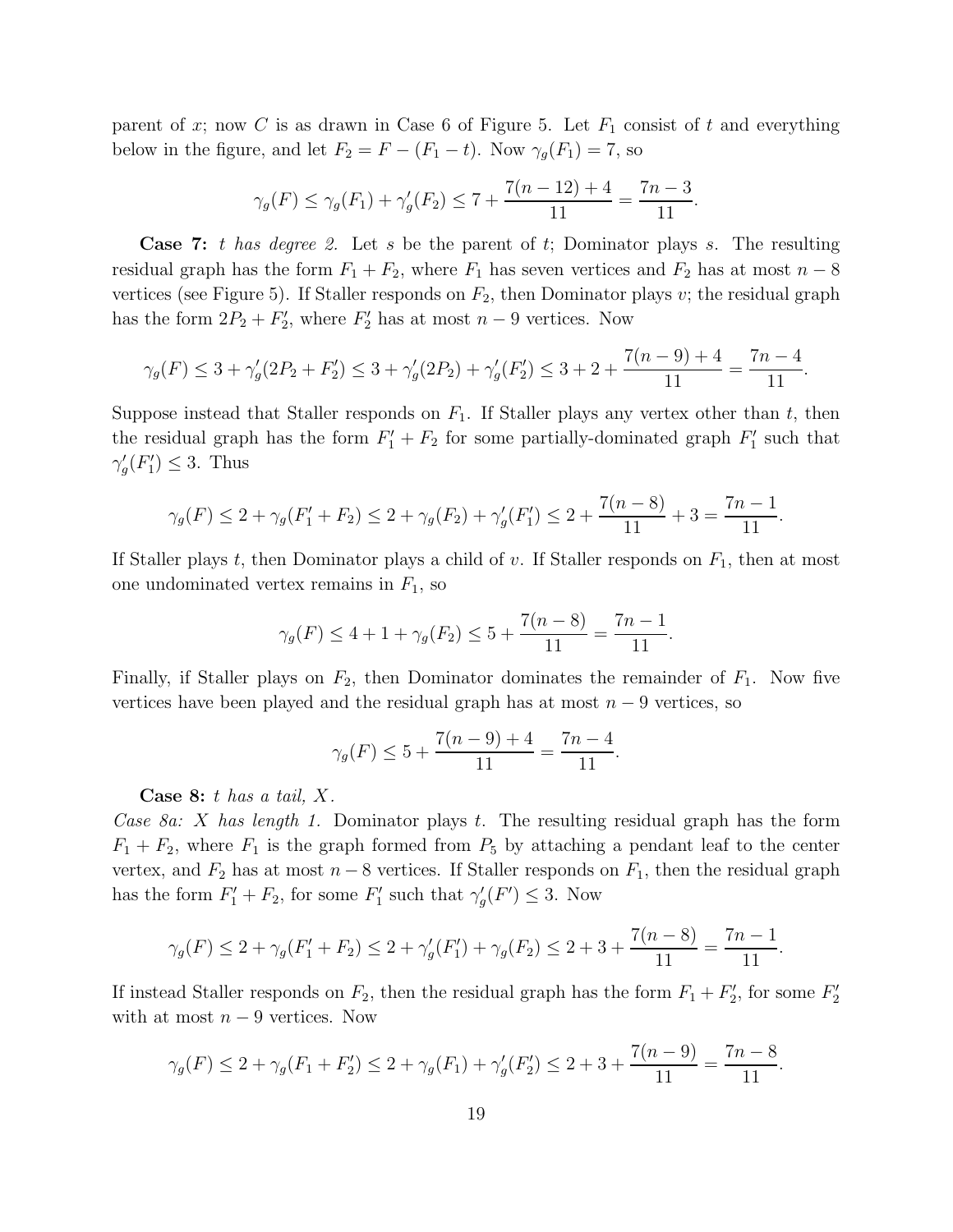parent of $x$; now $C$ is as drawn in Case 6 of Figure 5. Let $F_1$ consist of $t$ and everything below in the figure, and let $F_2 = F - (F_1 - t)$. Now $\gamma_g(F_1) = 7$, so

$$\gamma_g(F) \le \gamma_g(F_1) + \gamma_g'(F_2) \le 7 + \frac{7(n-12)+4}{11} = \frac{7n-3}{11}.$$

**Case 7:** *$t$ has degree 2.* Let $s$ be the parent of $t$; Dominator plays $s$. The resulting residual graph has the form $F_1 + F_2$, where $F_1$ has seven vertices and $F_2$ has at most $n-8$ vertices (see Figure 5). If Staller responds on $F_2$, then Dominator plays $v$; the residual graph has the form $2P_2 + F_2'$, where $F_2'$ has at most $n-9$ vertices. Now

$$\gamma_g(F) \le 3 + \gamma_g'(2P_2 + F_2') \le 3 + \gamma_g'(2P_2) + \gamma_g'(F_2') \le 3 + 2 + \frac{7(n-9)+4}{11} = \frac{7n-4}{11}.$$

Suppose instead that Staller responds on $F_1$. If Staller plays any vertex other than $t$, then the residual graph has the form $F_1' + F_2$ for some partially-dominated graph $F_1'$ such that $\gamma_g'(F_1') \le 3$. Thus

$$\gamma_g(F) \le 2 + \gamma_g(F_1' + F_2) \le 2 + \gamma_g(F_2) + \gamma_g'(F_1') \le 2 + \frac{7(n-8)}{11} + 3 = \frac{7n-1}{11}.$$

If Staller plays $t$, then Dominator plays a child of $v$. If Staller responds on $F_1$, then at most one undominated vertex remains in $F_1$, so

$$\gamma_g(F) \le 4 + 1 + \gamma_g(F_2) \le 5 + \frac{7(n-8)}{11} = \frac{7n-1}{11}.$$

Finally, if Staller plays on $F_2$, then Dominator dominates the remainder of $F_1$. Now five vertices have been played and the residual graph has at most $n-9$ vertices, so

$$\gamma_g(F) \le 5 + \frac{7(n-9)+4}{11} = \frac{7n-4}{11}.$$

**Case 8:** *$t$ has a tail, $X$.*

*Case 8a: $X$ has length 1.* Dominator plays $t$. The resulting residual graph has the form $F_1 + F_2$, where $F_1$ is the graph formed from $P_5$ by attaching a pendant leaf to the center vertex, and $F_2$ has at most $n-8$ vertices. If Staller responds on $F_1$, then the residual graph has the form $F_1' + F_2$, for some $F_1'$ such that $\gamma_g'(F') \le 3$. Now

$$\gamma_g(F) \le 2 + \gamma_g(F_1' + F_2) \le 2 + \gamma_g'(F_1') + \gamma_g(F_2) \le 2 + 3 + \frac{7(n-8)}{11} = \frac{7n-1}{11}.$$

If instead Staller responds on $F_2$, then the residual graph has the form $F_1 + F_2'$, for some $F_2'$ with at most $n-9$ vertices. Now

$$\gamma_g(F) \le 2 + \gamma_g(F_1 + F_2') \le 2 + \gamma_g(F_1) + \gamma_g'(F_2') \le 2 + 3 + \frac{7(n-9)}{11} = \frac{7n-8}{11}.$$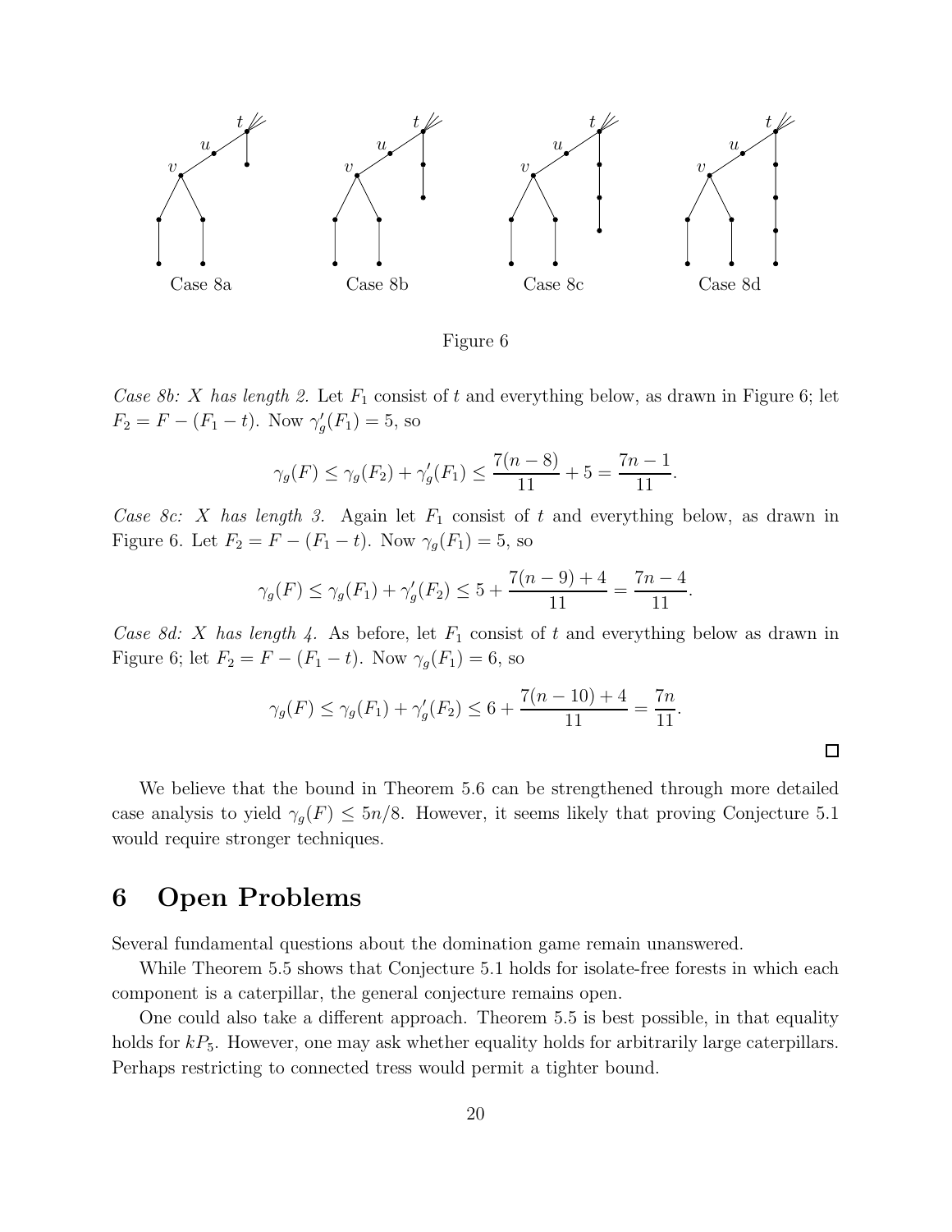Case 8a Case 8b Case 8c Case 8d

Figure 6

*Case 8b: $X$ has length 2.* Let $F_1$ consist of $t$ and everything below, as drawn in Figure 6; let $F_2 = F - (F_1 - t)$. Now $\gamma_g'(F_1) = 5$, so

$$\gamma_g(F) \leq \gamma_g(F_2) + \gamma_g'(F_1) \leq \frac{7(n-8)}{11} + 5 = \frac{7n-1}{11}.$$

*Case 8c: $X$ has length 3.* Again let $F_1$ consist of $t$ and everything below, as drawn in Figure 6. Let $F_2 = F - (F_1 - t)$. Now $\gamma_g(F_1) = 5$, so

$$\gamma_g(F) \leq \gamma_g(F_1) + \gamma_g'(F_2) \leq 5 + \frac{7(n-9)+4}{11} = \frac{7n-4}{11}.$$

*Case 8d: $X$ has length 4.* As before, let $F_1$ consist of $t$ and everything below as drawn in Figure 6; let $F_2 = F - (F_1 - t)$. Now $\gamma_g(F_1) = 6$, so

$$\gamma_g(F) \leq \gamma_g(F_1) + \gamma_g'(F_2) \leq 6 + \frac{7(n-10)+4}{11} = \frac{7n}{11}.$$

□

We believe that the bound in Theorem 5.6 can be strengthened through more detailed case analysis to yield $\gamma_g(F) \leq 5n/8$. However, it seems likely that proving Conjecture 5.1 would require stronger techniques.

# 6 Open Problems

Several fundamental questions about the domination game remain unanswered.

While Theorem 5.5 shows that Conjecture 5.1 holds for isolate-free forests in which each component is a caterpillar, the general conjecture remains open.

One could also take a different approach. Theorem 5.5 is best possible, in that equality holds for $kP_5$. However, one may ask whether equality holds for arbitrarily large caterpillars. Perhaps restricting to connected tress would permit a tighter bound.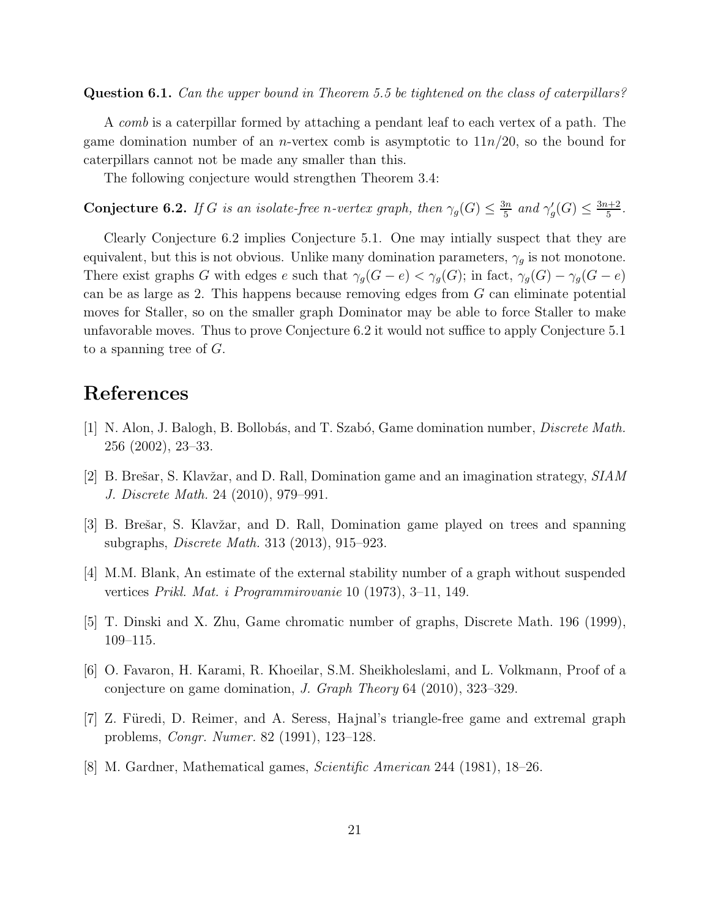**Question 6.1.** *Can the upper bound in Theorem 5.5 be tightened on the class of caterpillars?*

A *comb* is a caterpillar formed by attaching a pendant leaf to each vertex of a path. The game domination number of an $n$-vertex comb is asymptotic to $11n/20$, so the bound for caterpillars cannot not be made any smaller than this.

The following conjecture would strengthen Theorem 3.4:

**Conjecture 6.2.** *If $G$ is an isolate-free $n$-vertex graph, then $\gamma_g(G) \le \frac{3n}{5}$ and $\gamma_g'(G) \le \frac{3n+2}{5}$.*

Clearly Conjecture 6.2 implies Conjecture 5.1. One may intially suspect that they are equivalent, but this is not obvious. Unlike many domination parameters, $\gamma_g$ is not monotone. There exist graphs $G$ with edges $e$ such that $\gamma_g(G-e) < \gamma_g(G)$; in fact, $\gamma_g(G) - \gamma_g(G-e)$ can be as large as 2. This happens because removing edges from $G$ can eliminate potential moves for Staller, so on the smaller graph Dominator may be able to force Staller to make unfavorable moves. Thus to prove Conjecture 6.2 it would not suffice to apply Conjecture 5.1 to a spanning tree of $G$.

# References

[1] N. Alon, J. Balogh, B. Bollobás, and T. Szabó, Game domination number, *Discrete Math.* 256 (2002), 23–33.

[2] B. Brešar, S. Klavžar, and D. Rall, Domination game and an imagination strategy, *SIAM J. Discrete Math.* 24 (2010), 979–991.

[3] B. Brešar, S. Klavžar, and D. Rall, Domination game played on trees and spanning subgraphs, *Discrete Math.* 313 (2013), 915–923.

[4] M.M. Blank, An estimate of the external stability number of a graph without suspended vertices *Prikl. Mat. i Programmirovanie* 10 (1973), 3–11, 149.

[5] T. Dinski and X. Zhu, Game chromatic number of graphs, Discrete Math. 196 (1999), 109–115.

[6] O. Favaron, H. Karami, R. Khoeilar, S.M. Sheikholeslami, and L. Volkmann, Proof of a conjecture on game domination, *J. Graph Theory* 64 (2010), 323–329.

[7] Z. Füredi, D. Reimer, and A. Seress, Hajnal's triangle-free game and extremal graph problems, *Congr. Numer.* 82 (1991), 123–128.

[8] M. Gardner, Mathematical games, *Scientific American* 244 (1981), 18–26.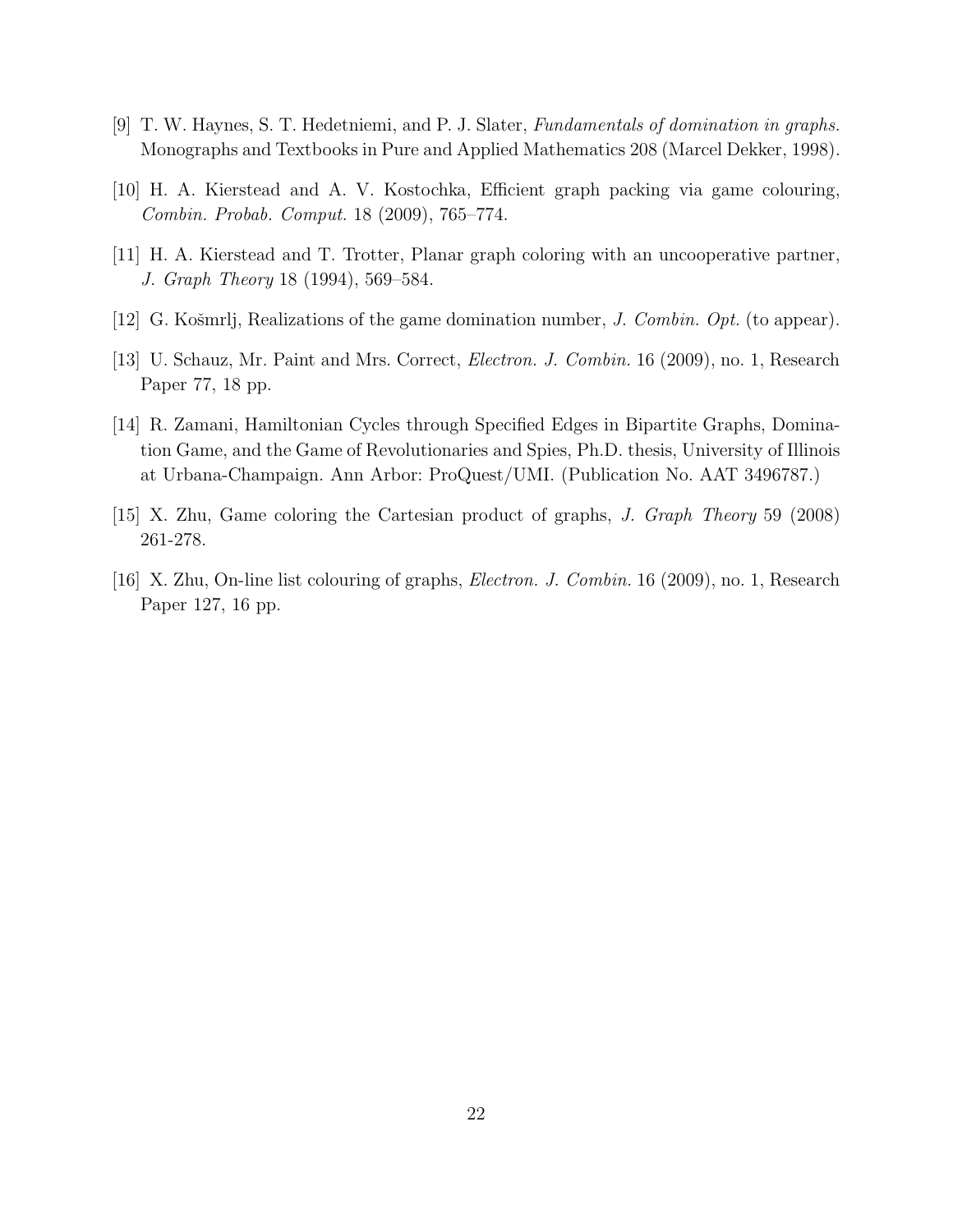[9] T. W. Haynes, S. T. Hedetniemi, and P. J. Slater, *Fundamentals of domination in graphs.* Monographs and Textbooks in Pure and Applied Mathematics 208 (Marcel Dekker, 1998).

[10] H. A. Kierstead and A. V. Kostochka, Efficient graph packing via game colouring, *Combin. Probab. Comput.* 18 (2009), 765–774.

[11] H. A. Kierstead and T. Trotter, Planar graph coloring with an uncooperative partner, *J. Graph Theory* 18 (1994), 569–584.

[12] G. Košmrlj, Realizations of the game domination number, *J. Combin. Opt.* (to appear).

[13] U. Schauz, Mr. Paint and Mrs. Correct, *Electron. J. Combin.* 16 (2009), no. 1, Research Paper 77, 18 pp.

[14] R. Zamani, Hamiltonian Cycles through Specified Edges in Bipartite Graphs, Domination Game, and the Game of Revolutionaries and Spies, Ph.D. thesis, University of Illinois at Urbana-Champaign. Ann Arbor: ProQuest/UMI. (Publication No. AAT 3496787.)

[15] X. Zhu, Game coloring the Cartesian product of graphs, *J. Graph Theory* 59 (2008) 261-278.

[16] X. Zhu, On-line list colouring of graphs, *Electron. J. Combin.* 16 (2009), no. 1, Research Paper 127, 16 pp.